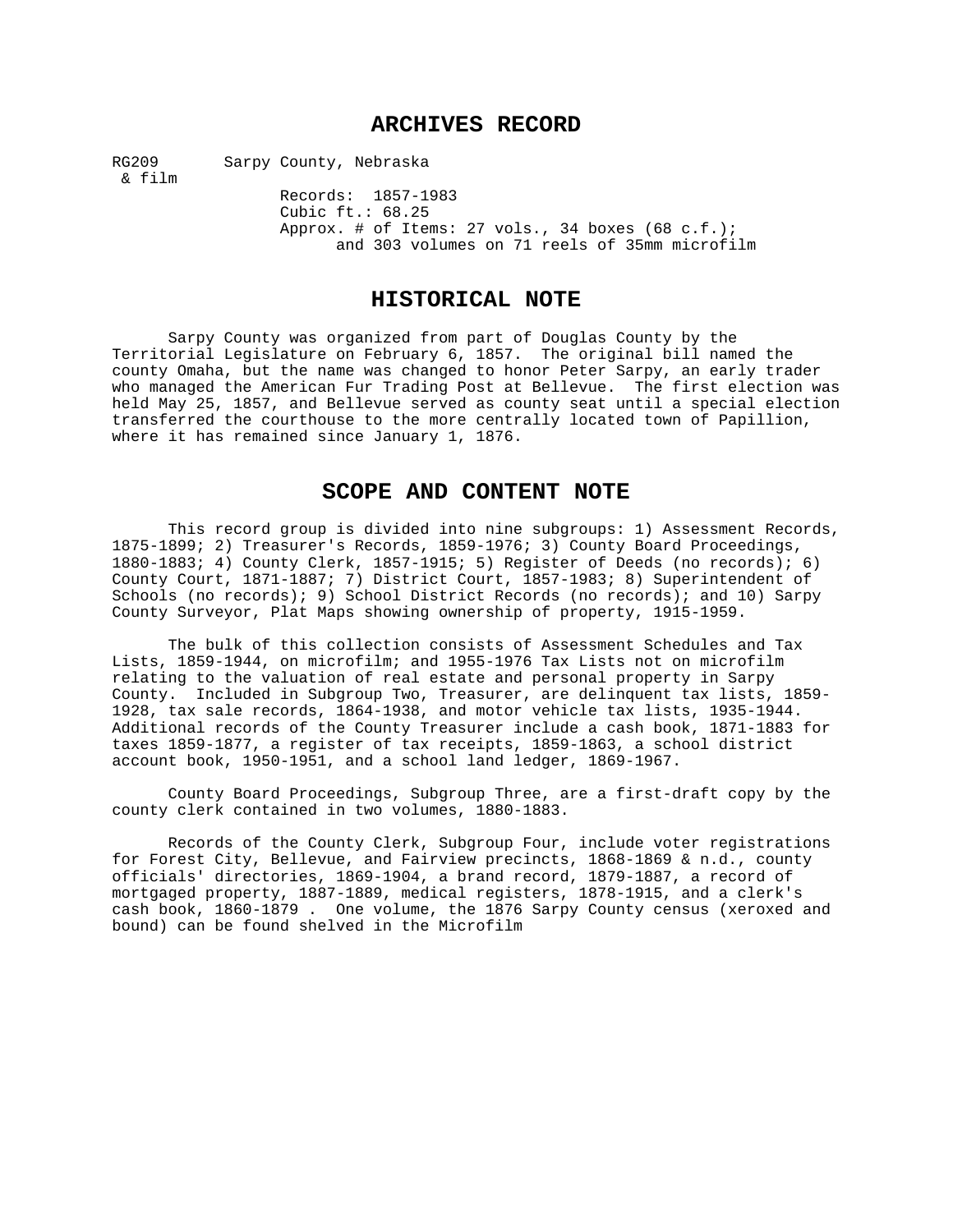# ARCHIVES RECORD

RG209 & film — Sarpy County, Nebraska

Records: 1857-1983
Cubic ft.: 68.25
Approx. # of Items: 27 vols., 34 boxes (68 c.f.); and 303 volumes on 71 reels of 35mm microfilm

## HISTORICAL NOTE

Sarpy County was organized from part of Douglas County by the Territorial Legislature on February 6, 1857. The original bill named the county Omaha, but the name was changed to honor Peter Sarpy, an early trader who managed the American Fur Trading Post at Bellevue. The first election was held May 25, 1857, and Bellevue served as county seat until a special election transferred the courthouse to the more centrally located town of Papillion, where it has remained since January 1, 1876.

## SCOPE AND CONTENT NOTE

This record group is divided into nine subgroups: 1) Assessment Records, 1875-1899; 2) Treasurer's Records, 1859-1976; 3) County Board Proceedings, 1880-1883; 4) County Clerk, 1857-1915; 5) Register of Deeds (no records); 6) County Court, 1871-1887; 7) District Court, 1857-1983; 8) Superintendent of Schools (no records); 9) School District Records (no records); and 10) Sarpy County Surveyor, Plat Maps showing ownership of property, 1915-1959.

The bulk of this collection consists of Assessment Schedules and Tax Lists, 1859-1944, on microfilm; and 1955-1976 Tax Lists not on microfilm relating to the valuation of real estate and personal property in Sarpy County. Included in Subgroup Two, Treasurer, are delinquent tax lists, 1859-1928, tax sale records, 1864-1938, and motor vehicle tax lists, 1935-1944. Additional records of the County Treasurer include a cash book, 1871-1883 for taxes 1859-1877, a register of tax receipts, 1859-1863, a school district account book, 1950-1951, and a school land ledger, 1869-1967.

County Board Proceedings, Subgroup Three, are a first-draft copy by the county clerk contained in two volumes, 1880-1883.

Records of the County Clerk, Subgroup Four, include voter registrations for Forest City, Bellevue, and Fairview precincts, 1868-1869 & n.d., county officials' directories, 1869-1904, a brand record, 1879-1887, a record of mortgaged property, 1887-1889, medical registers, 1878-1915, and a clerk's cash book, 1860-1879 . One volume, the 1876 Sarpy County census (xeroxed and bound) can be found shelved in the Microfilm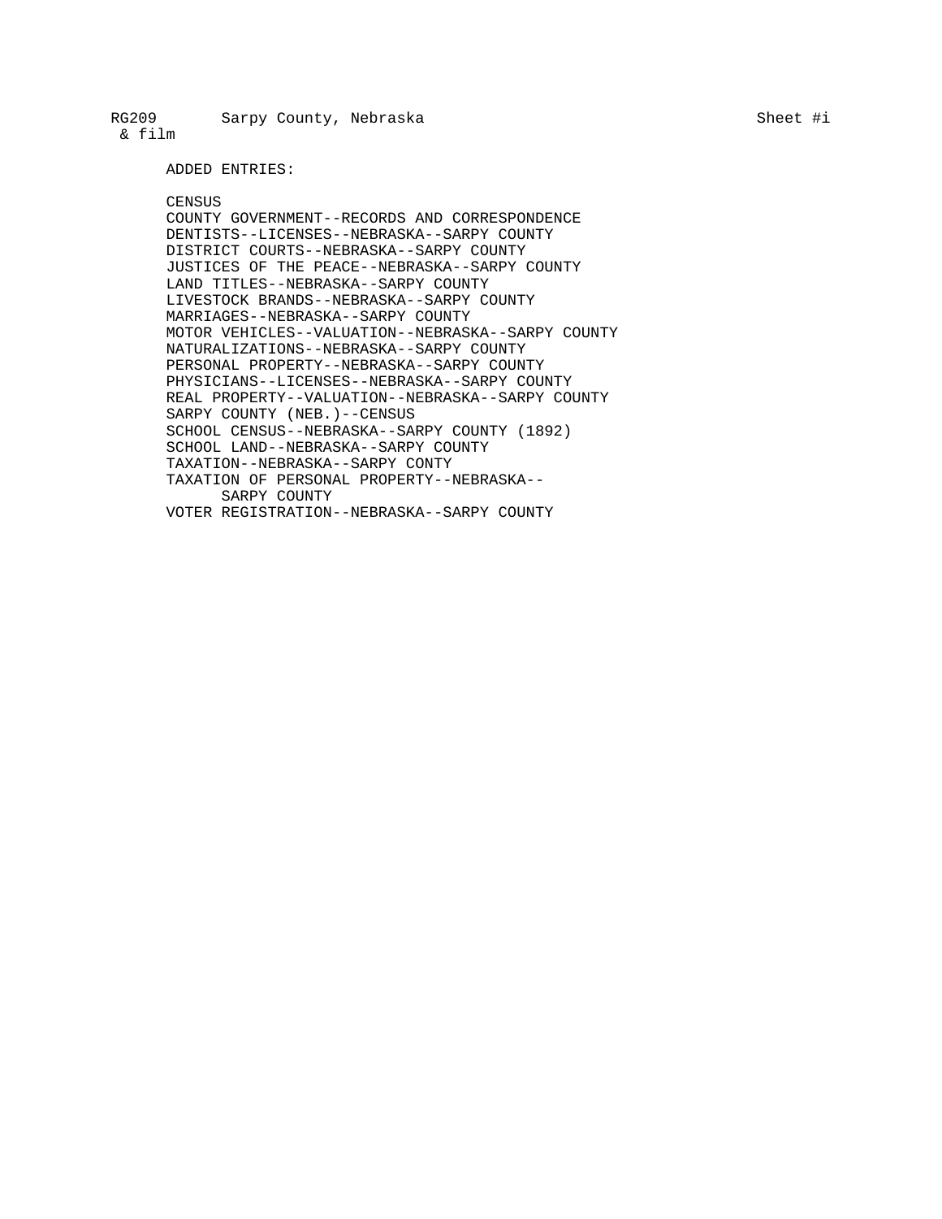RG209 & film    Sarpy County, Nebraska    Sheet #i

ADDED ENTRIES:

CENSUS
COUNTY GOVERNMENT--RECORDS AND CORRESPONDENCE
DENTISTS--LICENSES--NEBRASKA--SARPY COUNTY
DISTRICT COURTS--NEBRASKA--SARPY COUNTY
JUSTICES OF THE PEACE--NEBRASKA--SARPY COUNTY
LAND TITLES--NEBRASKA--SARPY COUNTY
LIVESTOCK BRANDS--NEBRASKA--SARPY COUNTY
MARRIAGES--NEBRASKA--SARPY COUNTY
MOTOR VEHICLES--VALUATION--NEBRASKA--SARPY COUNTY
NATURALIZATIONS--NEBRASKA--SARPY COUNTY
PERSONAL PROPERTY--NEBRASKA--SARPY COUNTY
PHYSICIANS--LICENSES--NEBRASKA--SARPY COUNTY
REAL PROPERTY--VALUATION--NEBRASKA--SARPY COUNTY
SARPY COUNTY (NEB.)--CENSUS
SCHOOL CENSUS--NEBRASKA--SARPY COUNTY (1892)
SCHOOL LAND--NEBRASKA--SARPY COUNTY
TAXATION--NEBRASKA--SARPY CONTY
TAXATION OF PERSONAL PROPERTY--NEBRASKA--
SARPY COUNTY
VOTER REGISTRATION--NEBRASKA--SARPY COUNTY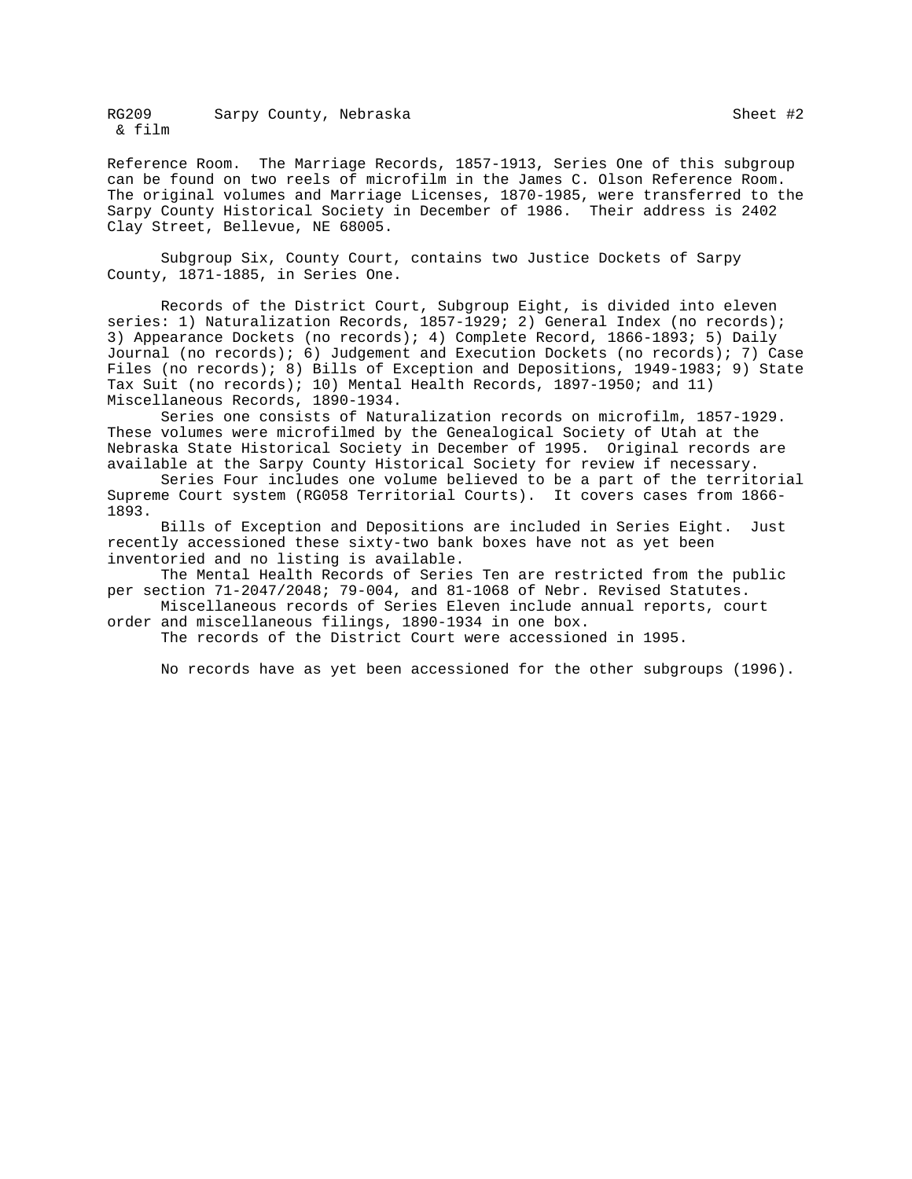Reference Room. The Marriage Records, 1857-1913, Series One of this subgroup can be found on two reels of microfilm in the James C. Olson Reference Room. The original volumes and Marriage Licenses, 1870-1985, were transferred to the Sarpy County Historical Society in December of 1986. Their address is 2402 Clay Street, Bellevue, NE 68005.

Subgroup Six, County Court, contains two Justice Dockets of Sarpy County, 1871-1885, in Series One.

Records of the District Court, Subgroup Eight, is divided into eleven series: 1) Naturalization Records, 1857-1929; 2) General Index (no records); 3) Appearance Dockets (no records); 4) Complete Record, 1866-1893; 5) Daily Journal (no records); 6) Judgement and Execution Dockets (no records); 7) Case Files (no records); 8) Bills of Exception and Depositions, 1949-1983; 9) State Tax Suit (no records); 10) Mental Health Records, 1897-1950; and 11) Miscellaneous Records, 1890-1934.

Series one consists of Naturalization records on microfilm, 1857-1929. These volumes were microfilmed by the Genealogical Society of Utah at the Nebraska State Historical Society in December of 1995. Original records are available at the Sarpy County Historical Society for review if necessary.

Series Four includes one volume believed to be a part of the territorial Supreme Court system (RG058 Territorial Courts). It covers cases from 1866-1893.

Bills of Exception and Depositions are included in Series Eight. Just recently accessioned these sixty-two bank boxes have not as yet been inventoried and no listing is available.

The Mental Health Records of Series Ten are restricted from the public per section 71-2047/2048; 79-004, and 81-1068 of Nebr. Revised Statutes.

Miscellaneous records of Series Eleven include annual reports, court order and miscellaneous filings, 1890-1934 in one box.

The records of the District Court were accessioned in 1995.

No records have as yet been accessioned for the other subgroups (1996).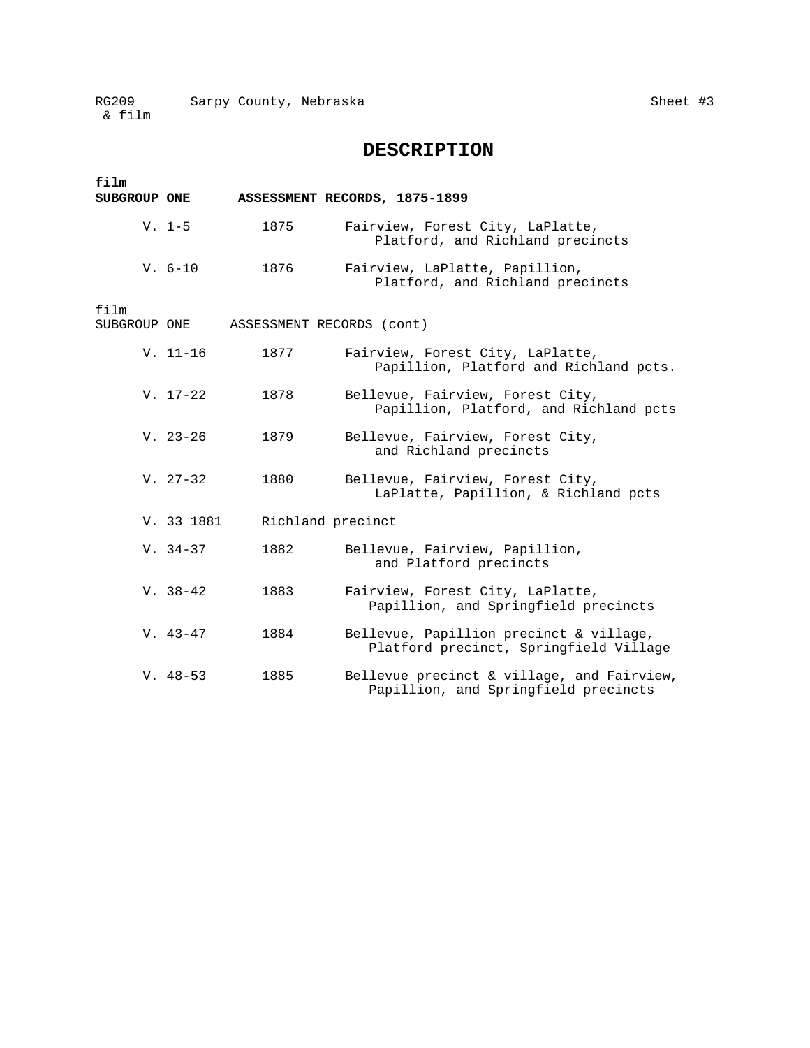RG209 & film    Sarpy County, Nebraska    Sheet #3

# DESCRIPTION

**film**
**SUBGROUP ONE    ASSESSMENT RECORDS, 1875-1899**

| | | |
|---|---|---|
| V. 1-5 | 1875 | Fairview, Forest City, LaPlatte, Platford, and Richland precincts |
| V. 6-10 | 1876 | Fairview, LaPlatte, Papillion, Platford, and Richland precincts |

film
SUBGROUP ONE    ASSESSMENT RECORDS (cont)

| | | |
|---|---|---|
| V. 11-16 | 1877 | Fairview, Forest City, LaPlatte, Papillion, Platford and Richland pcts. |
| V. 17-22 | 1878 | Bellevue, Fairview, Forest City, Papillion, Platford, and Richland pcts |
| V. 23-26 | 1879 | Bellevue, Fairview, Forest City, and Richland precincts |
| V. 27-32 | 1880 | Bellevue, Fairview, Forest City, LaPlatte, Papillion, & Richland pcts |
| V. 33 1881 | Richland precinct | |
| V. 34-37 | 1882 | Bellevue, Fairview, Papillion, and Platford precincts |
| V. 38-42 | 1883 | Fairview, Forest City, LaPlatte, Papillion, and Springfield precincts |
| V. 43-47 | 1884 | Bellevue, Papillion precinct & village, Platford precinct, Springfield Village |
| V. 48-53 | 1885 | Bellevue precinct & village, and Fairview, Papillion, and Springfield precincts |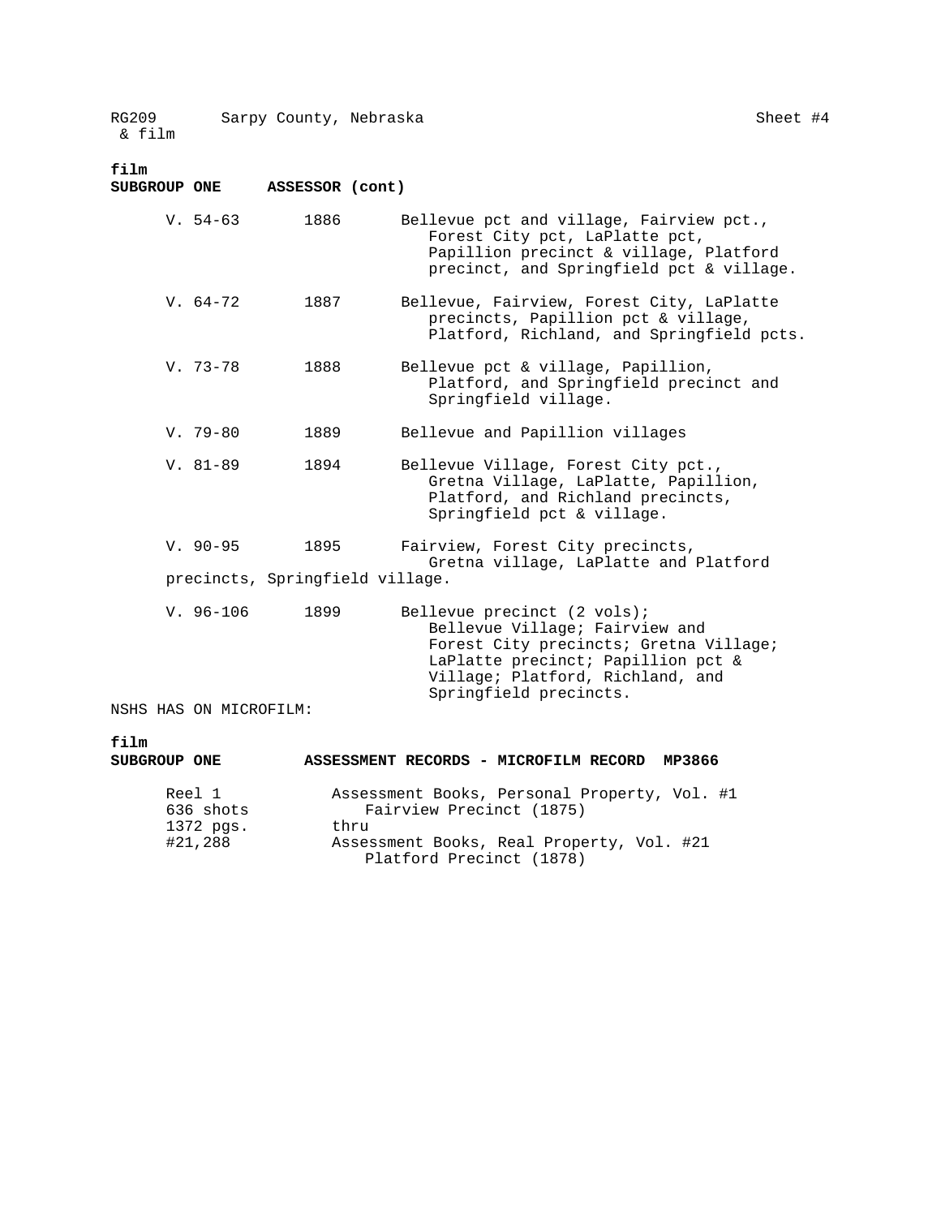RG209 & film    Sarpy County, Nebraska    Sheet #4

**film**
**SUBGROUP ONE    ASSESSOR (cont)**

| | | |
|---|---|---|
| V. 54-63 | 1886 | Bellevue pct and village, Fairview pct., Forest City pct, LaPlatte pct, Papillion precinct & village, Platford precinct, and Springfield pct & village. |
| V. 64-72 | 1887 | Bellevue, Fairview, Forest City, LaPlatte precincts, Papillion pct & village, Platford, Richland, and Springfield pcts. |
| V. 73-78 | 1888 | Bellevue pct & village, Papillion, Platford, and Springfield precinct and Springfield village. |
| V. 79-80 | 1889 | Bellevue and Papillion villages |
| V. 81-89 | 1894 | Bellevue Village, Forest City pct., Gretna Village, LaPlatte, Papillion, Platford, and Richland precincts, Springfield pct & village. |
| V. 90-95 | 1895 | Fairview, Forest City precincts, Gretna village, LaPlatte and Platford precincts, Springfield village. |
| V. 96-106 | 1899 | Bellevue precinct (2 vols); Bellevue Village; Fairview and Forest City precincts; Gretna Village; LaPlatte precinct; Papillion pct & Village; Platford, Richland, and Springfield precincts. |

NSHS HAS ON MICROFILM:

**film**
**SUBGROUP ONE    ASSESSMENT RECORDS - MICROFILM RECORD MP3866**

Reel 1
636 shots
1372 pgs.
#21,288

Assessment Books, Personal Property, Vol. #1
Fairview Precinct (1875)
thru
Assessment Books, Real Property, Vol. #21
Platford Precinct (1878)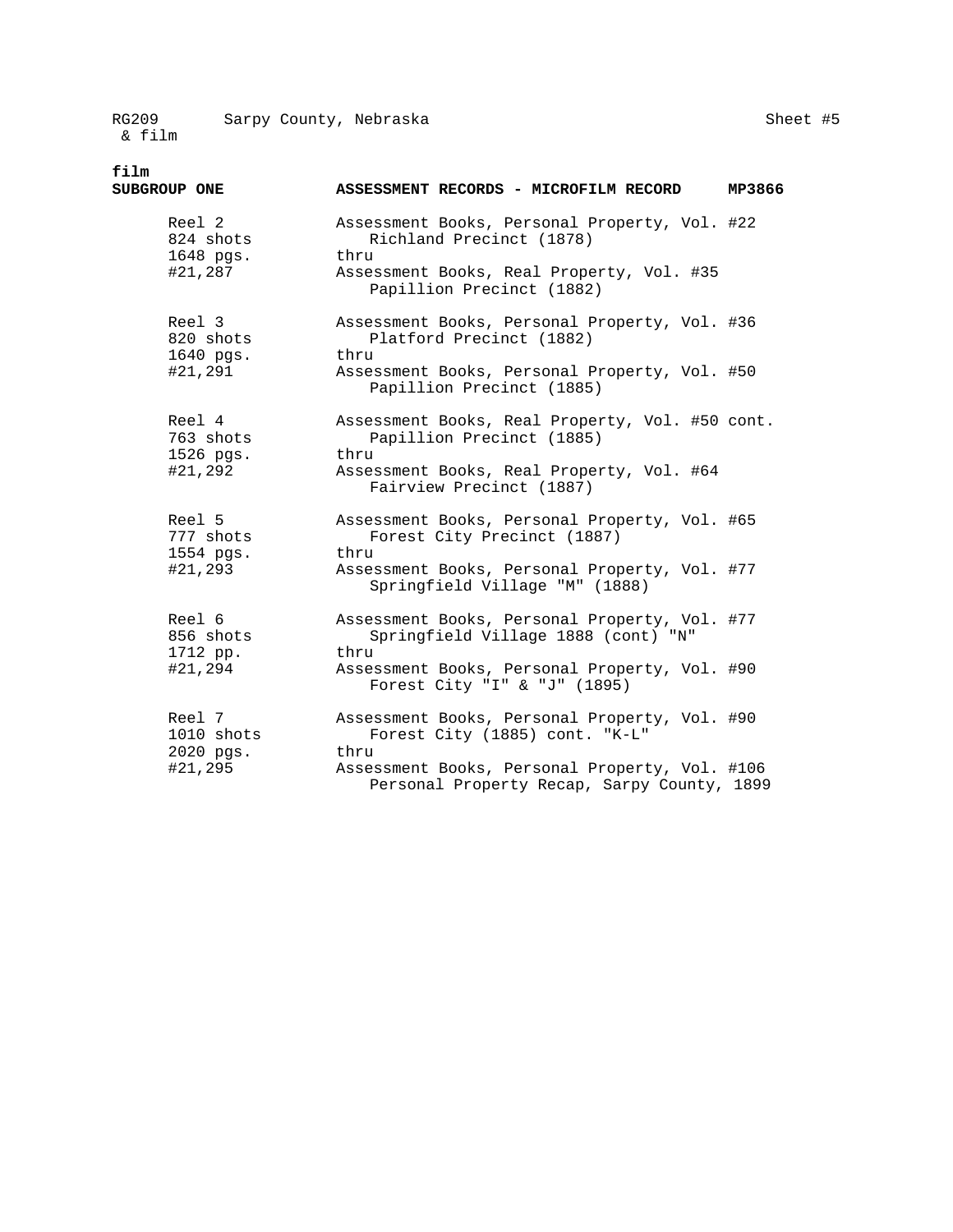RG209 & film — Sarpy County, Nebraska — Sheet #5

**film**

**SUBGROUP ONE** — **ASSESSMENT RECORDS - MICROFILM RECORD** — **MP3866**

| Reel | Contents |
|---|---|
| Reel 2<br>824 shots<br>1648 pgs.<br>#21,287 | Assessment Books, Personal Property, Vol. #22<br>Richland Precinct (1878)<br>thru<br>Assessment Books, Real Property, Vol. #35<br>Papillion Precinct (1882) |
| Reel 3<br>820 shots<br>1640 pgs.<br>#21,291 | Assessment Books, Personal Property, Vol. #36<br>Platford Precinct (1882)<br>thru<br>Assessment Books, Personal Property, Vol. #50<br>Papillion Precinct (1885) |
| Reel 4<br>763 shots<br>1526 pgs.<br>#21,292 | Assessment Books, Real Property, Vol. #50 cont.<br>Papillion Precinct (1885)<br>thru<br>Assessment Books, Real Property, Vol. #64<br>Fairview Precinct (1887) |
| Reel 5<br>777 shots<br>1554 pgs.<br>#21,293 | Assessment Books, Personal Property, Vol. #65<br>Forest City Precinct (1887)<br>thru<br>Assessment Books, Personal Property, Vol. #77<br>Springfield Village "M" (1888) |
| Reel 6<br>856 shots<br>1712 pp.<br>#21,294 | Assessment Books, Personal Property, Vol. #77<br>Springfield Village 1888 (cont) "N"<br>thru<br>Assessment Books, Personal Property, Vol. #90<br>Forest City "I" & "J" (1895) |
| Reel 7<br>1010 shots<br>2020 pgs.<br>#21,295 | Assessment Books, Personal Property, Vol. #90<br>Forest City (1885) cont. "K-L"<br>thru<br>Assessment Books, Personal Property, Vol. #106<br>Personal Property Recap, Sarpy County, 1899 |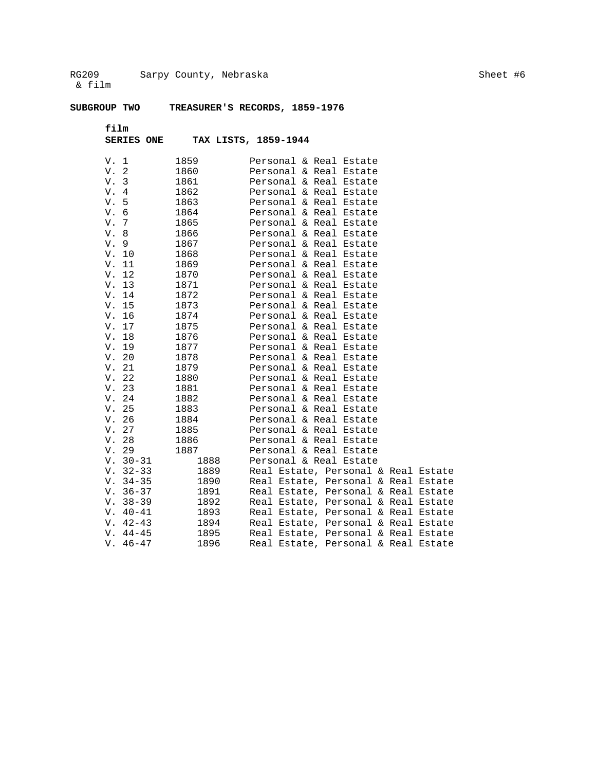RG209 Sarpy County, Nebraska Sheet #6
& film

**SUBGROUP TWO TREASURER'S RECORDS, 1859-1976**

**film**
**SERIES ONE TAX LISTS, 1859-1944**

| | | |
|---|---|---|
| V. 1 | 1859 | Personal & Real Estate |
| V. 2 | 1860 | Personal & Real Estate |
| V. 3 | 1861 | Personal & Real Estate |
| V. 4 | 1862 | Personal & Real Estate |
| V. 5 | 1863 | Personal & Real Estate |
| V. 6 | 1864 | Personal & Real Estate |
| V. 7 | 1865 | Personal & Real Estate |
| V. 8 | 1866 | Personal & Real Estate |
| V. 9 | 1867 | Personal & Real Estate |
| V. 10 | 1868 | Personal & Real Estate |
| V. 11 | 1869 | Personal & Real Estate |
| V. 12 | 1870 | Personal & Real Estate |
| V. 13 | 1871 | Personal & Real Estate |
| V. 14 | 1872 | Personal & Real Estate |
| V. 15 | 1873 | Personal & Real Estate |
| V. 16 | 1874 | Personal & Real Estate |
| V. 17 | 1875 | Personal & Real Estate |
| V. 18 | 1876 | Personal & Real Estate |
| V. 19 | 1877 | Personal & Real Estate |
| V. 20 | 1878 | Personal & Real Estate |
| V. 21 | 1879 | Personal & Real Estate |
| V. 22 | 1880 | Personal & Real Estate |
| V. 23 | 1881 | Personal & Real Estate |
| V. 24 | 1882 | Personal & Real Estate |
| V. 25 | 1883 | Personal & Real Estate |
| V. 26 | 1884 | Personal & Real Estate |
| V. 27 | 1885 | Personal & Real Estate |
| V. 28 | 1886 | Personal & Real Estate |
| V. 29 | 1887 | Personal & Real Estate |
| V. 30-31 | 1888 | Personal & Real Estate |
| V. 32-33 | 1889 | Real Estate, Personal & Real Estate |
| V. 34-35 | 1890 | Real Estate, Personal & Real Estate |
| V. 36-37 | 1891 | Real Estate, Personal & Real Estate |
| V. 38-39 | 1892 | Real Estate, Personal & Real Estate |
| V. 40-41 | 1893 | Real Estate, Personal & Real Estate |
| V. 42-43 | 1894 | Real Estate, Personal & Real Estate |
| V. 44-45 | 1895 | Real Estate, Personal & Real Estate |
| V. 46-47 | 1896 | Real Estate, Personal & Real Estate |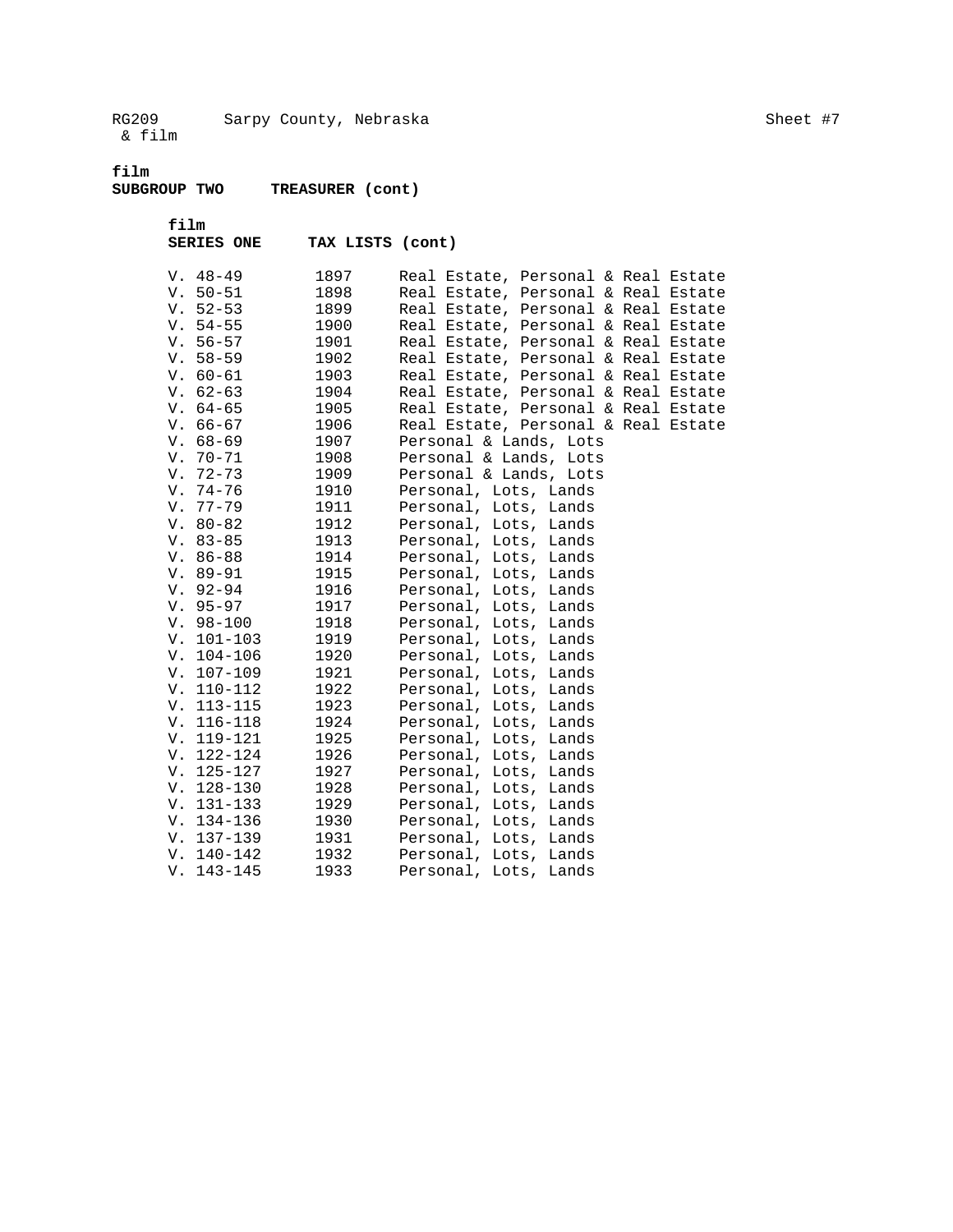**film**
**SUBGROUP TWO TREASURER (cont)**

**film**
**SERIES ONE TAX LISTS (cont)**

| | | |
|---|---|---|
| V. 48-49 | 1897 | Real Estate, Personal & Real Estate |
| V. 50-51 | 1898 | Real Estate, Personal & Real Estate |
| V. 52-53 | 1899 | Real Estate, Personal & Real Estate |
| V. 54-55 | 1900 | Real Estate, Personal & Real Estate |
| V. 56-57 | 1901 | Real Estate, Personal & Real Estate |
| V. 58-59 | 1902 | Real Estate, Personal & Real Estate |
| V. 60-61 | 1903 | Real Estate, Personal & Real Estate |
| V. 62-63 | 1904 | Real Estate, Personal & Real Estate |
| V. 64-65 | 1905 | Real Estate, Personal & Real Estate |
| V. 66-67 | 1906 | Real Estate, Personal & Real Estate |
| V. 68-69 | 1907 | Personal & Lands, Lots |
| V. 70-71 | 1908 | Personal & Lands, Lots |
| V. 72-73 | 1909 | Personal & Lands, Lots |
| V. 74-76 | 1910 | Personal, Lots, Lands |
| V. 77-79 | 1911 | Personal, Lots, Lands |
| V. 80-82 | 1912 | Personal, Lots, Lands |
| V. 83-85 | 1913 | Personal, Lots, Lands |
| V. 86-88 | 1914 | Personal, Lots, Lands |
| V. 89-91 | 1915 | Personal, Lots, Lands |
| V. 92-94 | 1916 | Personal, Lots, Lands |
| V. 95-97 | 1917 | Personal, Lots, Lands |
| V. 98-100 | 1918 | Personal, Lots, Lands |
| V. 101-103 | 1919 | Personal, Lots, Lands |
| V. 104-106 | 1920 | Personal, Lots, Lands |
| V. 107-109 | 1921 | Personal, Lots, Lands |
| V. 110-112 | 1922 | Personal, Lots, Lands |
| V. 113-115 | 1923 | Personal, Lots, Lands |
| V. 116-118 | 1924 | Personal, Lots, Lands |
| V. 119-121 | 1925 | Personal, Lots, Lands |
| V. 122-124 | 1926 | Personal, Lots, Lands |
| V. 125-127 | 1927 | Personal, Lots, Lands |
| V. 128-130 | 1928 | Personal, Lots, Lands |
| V. 131-133 | 1929 | Personal, Lots, Lands |
| V. 134-136 | 1930 | Personal, Lots, Lands |
| V. 137-139 | 1931 | Personal, Lots, Lands |
| V. 140-142 | 1932 | Personal, Lots, Lands |
| V. 143-145 | 1933 | Personal, Lots, Lands |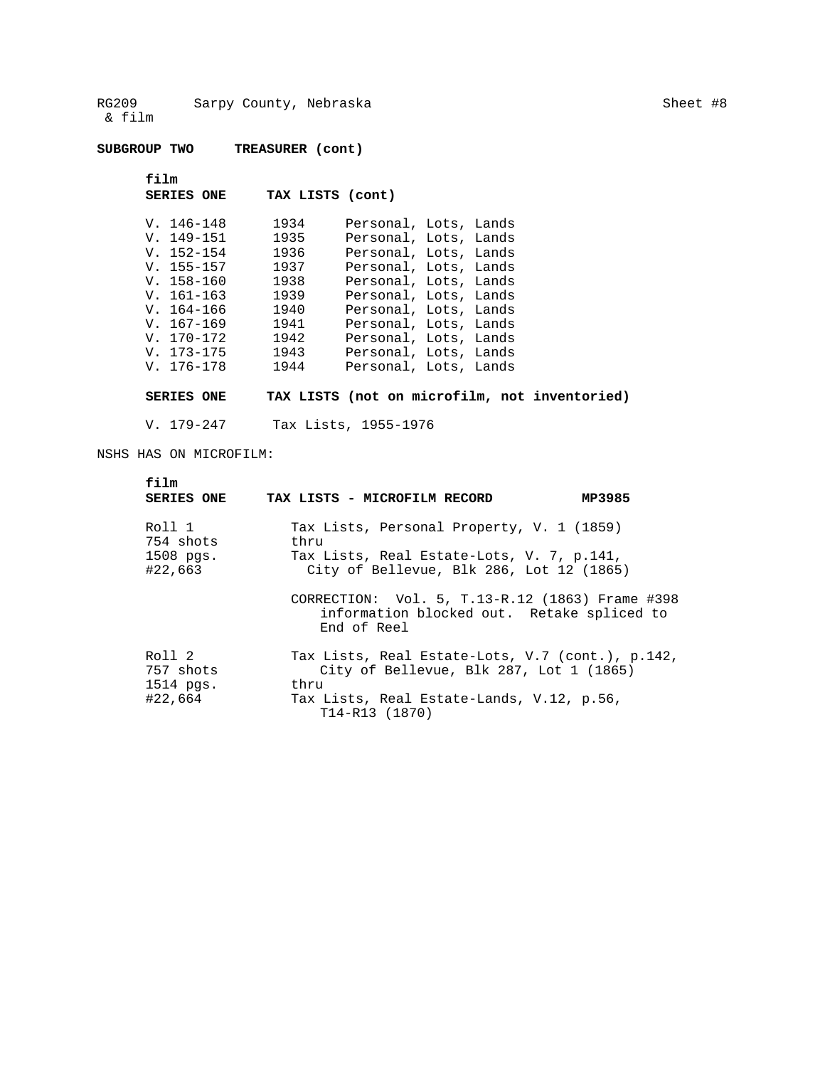RG209 Sarpy County, Nebraska
& film

**SUBGROUP TWO TREASURER (cont)**

**film**
**SERIES ONE TAX LISTS (cont)**

| | | |
|---|---|---|
| V. 146-148 | 1934 | Personal, Lots, Lands |
| V. 149-151 | 1935 | Personal, Lots, Lands |
| V. 152-154 | 1936 | Personal, Lots, Lands |
| V. 155-157 | 1937 | Personal, Lots, Lands |
| V. 158-160 | 1938 | Personal, Lots, Lands |
| V. 161-163 | 1939 | Personal, Lots, Lands |
| V. 164-166 | 1940 | Personal, Lots, Lands |
| V. 167-169 | 1941 | Personal, Lots, Lands |
| V. 170-172 | 1942 | Personal, Lots, Lands |
| V. 173-175 | 1943 | Personal, Lots, Lands |
| V. 176-178 | 1944 | Personal, Lots, Lands |

**SERIES ONE TAX LISTS (not on microfilm, not inventoried)**

V. 179-247 Tax Lists, 1955-1976

NSHS HAS ON MICROFILM:

**film**
**SERIES ONE TAX LISTS - MICROFILM RECORD MP3985**

Roll 1
754 shots
1508 pgs.
#22,663

Tax Lists, Personal Property, V. 1 (1859)
thru
Tax Lists, Real Estate-Lots, V. 7, p.141,
City of Bellevue, Blk 286, Lot 12 (1865)

CORRECTION: Vol. 5, T.13-R.12 (1863) Frame #398 information blocked out. Retake spliced to End of Reel

Roll 2
757 shots
1514 pgs.
#22,664

Tax Lists, Real Estate-Lots, V.7 (cont.), p.142,
City of Bellevue, Blk 287, Lot 1 (1865)
thru
Tax Lists, Real Estate-Lands, V.12, p.56,
T14-R13 (1870)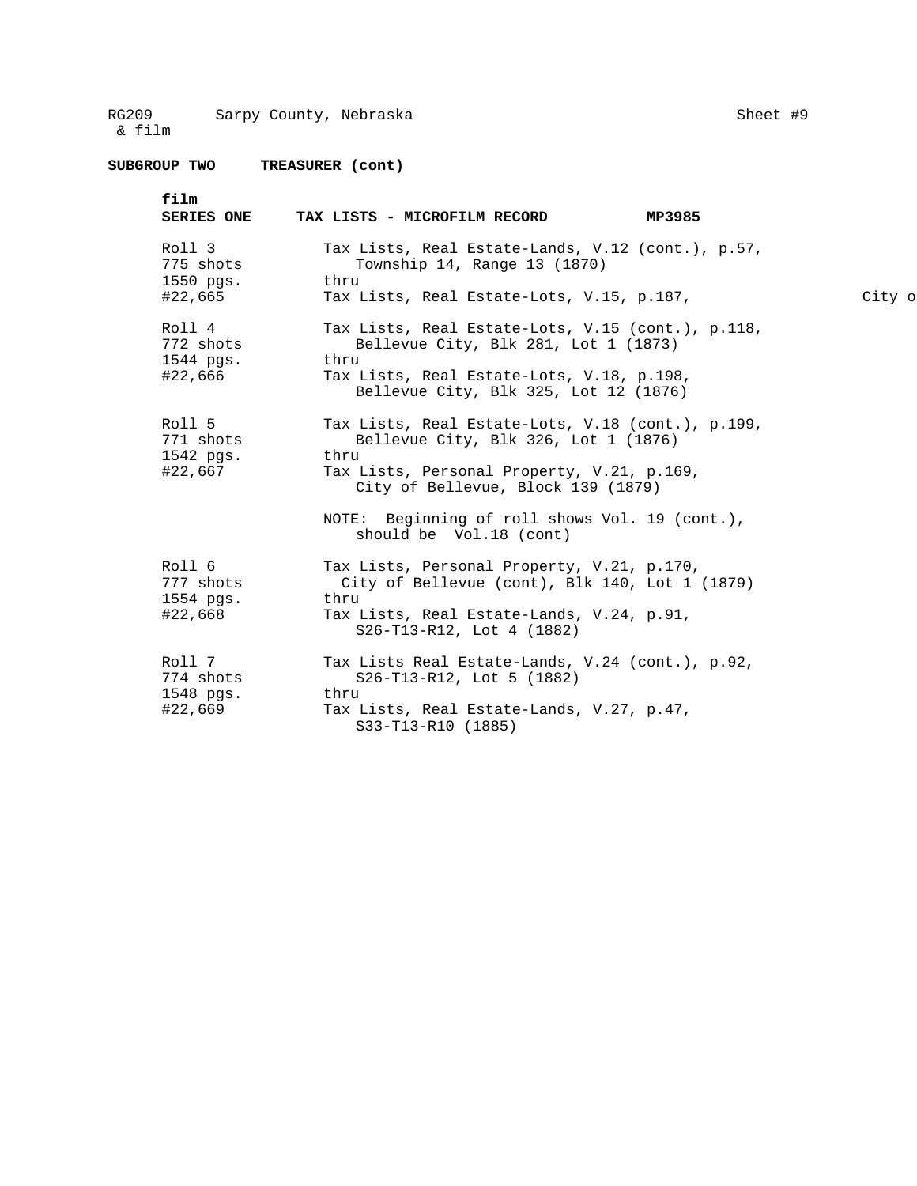RG209 Sarpy County, Nebraska Sheet #9
& film

**SUBGROUP TWO TREASURER (cont)**

**film**
**SERIES ONE TAX LISTS - MICROFILM RECORD MP3985**

| | |
|---|---|
| Roll 3<br>775 shots<br>1550 pgs.<br>#22,665 | Tax Lists, Real Estate-Lands, V.12 (cont.), p.57,<br>Township 14, Range 13 (1870)<br>thru<br>Tax Lists, Real Estate-Lots, V.15, p.187, City o |
| Roll 4<br>772 shots<br>1544 pgs.<br>#22,666 | Tax Lists, Real Estate-Lots, V.15 (cont.), p.118,<br>Bellevue City, Blk 281, Lot 1 (1873)<br>thru<br>Tax Lists, Real Estate-Lots, V.18, p.198,<br>Bellevue City, Blk 325, Lot 12 (1876) |
| Roll 5<br>771 shots<br>1542 pgs.<br>#22,667 | Tax Lists, Real Estate-Lots, V.18 (cont.), p.199,<br>Bellevue City, Blk 326, Lot 1 (1876)<br>thru<br>Tax Lists, Personal Property, V.21, p.169,<br>City of Bellevue, Block 139 (1879)<br><br>NOTE: Beginning of roll shows Vol. 19 (cont.),<br>should be Vol.18 (cont) |
| Roll 6<br>777 shots<br>1554 pgs.<br>#22,668 | Tax Lists, Personal Property, V.21, p.170,<br>City of Bellevue (cont), Blk 140, Lot 1 (1879)<br>thru<br>Tax Lists, Real Estate-Lands, V.24, p.91,<br>S26-T13-R12, Lot 4 (1882) |
| Roll 7<br>774 shots<br>1548 pgs.<br>#22,669 | Tax Lists Real Estate-Lands, V.24 (cont.), p.92,<br>S26-T13-R12, Lot 5 (1882)<br>thru<br>Tax Lists, Real Estate-Lands, V.27, p.47,<br>S33-T13-R10 (1885) |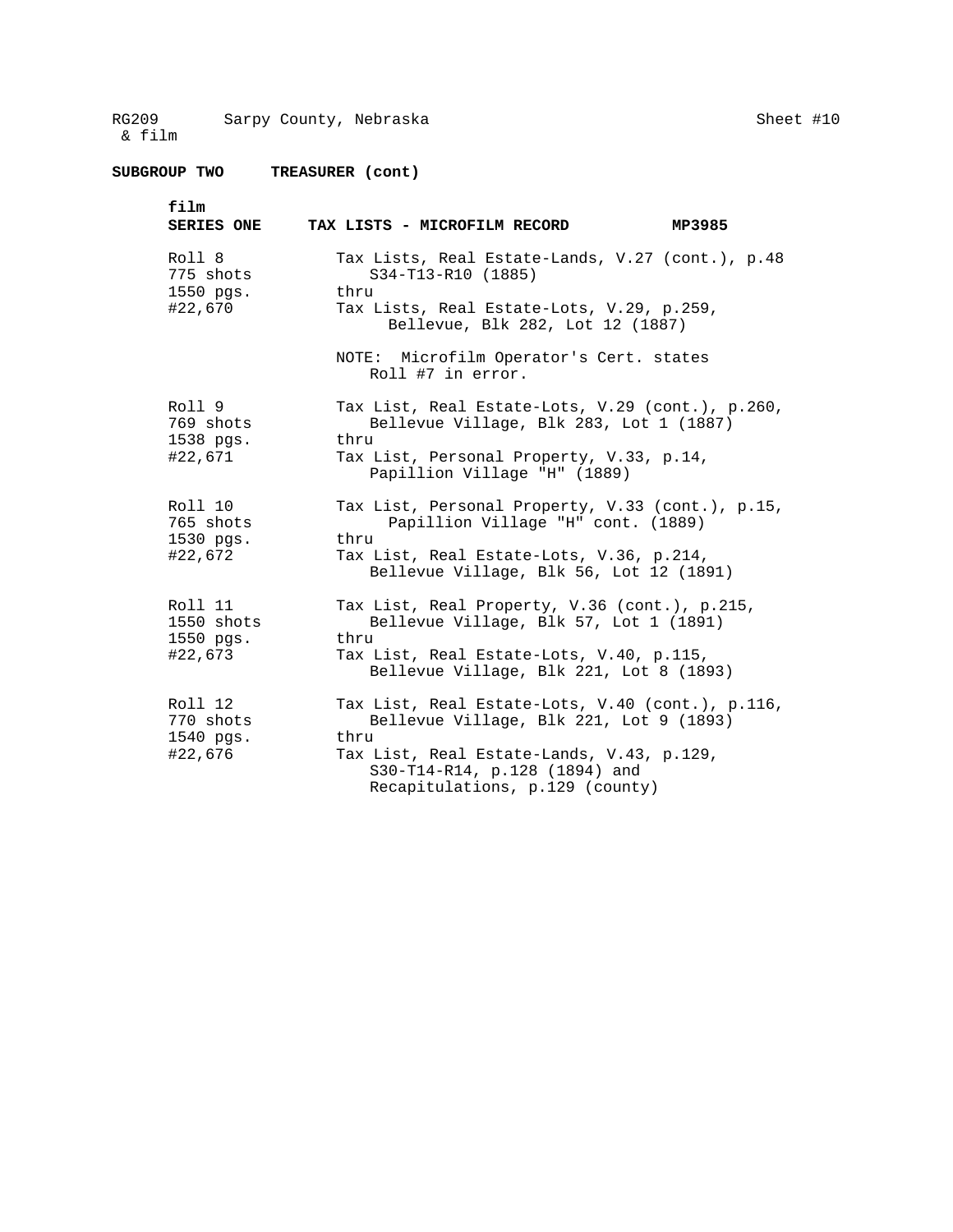RG209 & film    Sarpy County, Nebraska    Sheet #10

**SUBGROUP TWO    TREASURER (cont)**

**film**
**SERIES ONE    TAX LISTS - MICROFILM RECORD    MP3985**

| | |
|---|---|
| Roll 8<br>775 shots<br>1550 pgs.<br>#22,670 | Tax Lists, Real Estate-Lands, V.27 (cont.), p.48 S34-T13-R10 (1885)<br>thru<br>Tax Lists, Real Estate-Lots, V.29, p.259, Bellevue, Blk 282, Lot 12 (1887)<br><br>NOTE: Microfilm Operator's Cert. states Roll #7 in error. |
| Roll 9<br>769 shots<br>1538 pgs.<br>#22,671 | Tax List, Real Estate-Lots, V.29 (cont.), p.260, Bellevue Village, Blk 283, Lot 1 (1887)<br>thru<br>Tax List, Personal Property, V.33, p.14, Papillion Village "H" (1889) |
| Roll 10<br>765 shots<br>1530 pgs.<br>#22,672 | Tax List, Personal Property, V.33 (cont.), p.15, Papillion Village "H" cont. (1889)<br>thru<br>Tax List, Real Estate-Lots, V.36, p.214, Bellevue Village, Blk 56, Lot 12 (1891) |
| Roll 11<br>1550 shots<br>1550 pgs.<br>#22,673 | Tax List, Real Property, V.36 (cont.), p.215, Bellevue Village, Blk 57, Lot 1 (1891)<br>thru<br>Tax List, Real Estate-Lots, V.40, p.115, Bellevue Village, Blk 221, Lot 8 (1893) |
| Roll 12<br>770 shots<br>1540 pgs.<br>#22,676 | Tax List, Real Estate-Lots, V.40 (cont.), p.116, Bellevue Village, Blk 221, Lot 9 (1893)<br>thru<br>Tax List, Real Estate-Lands, V.43, p.129, S30-T14-R14, p.128 (1894) and Recapitulations, p.129 (county) |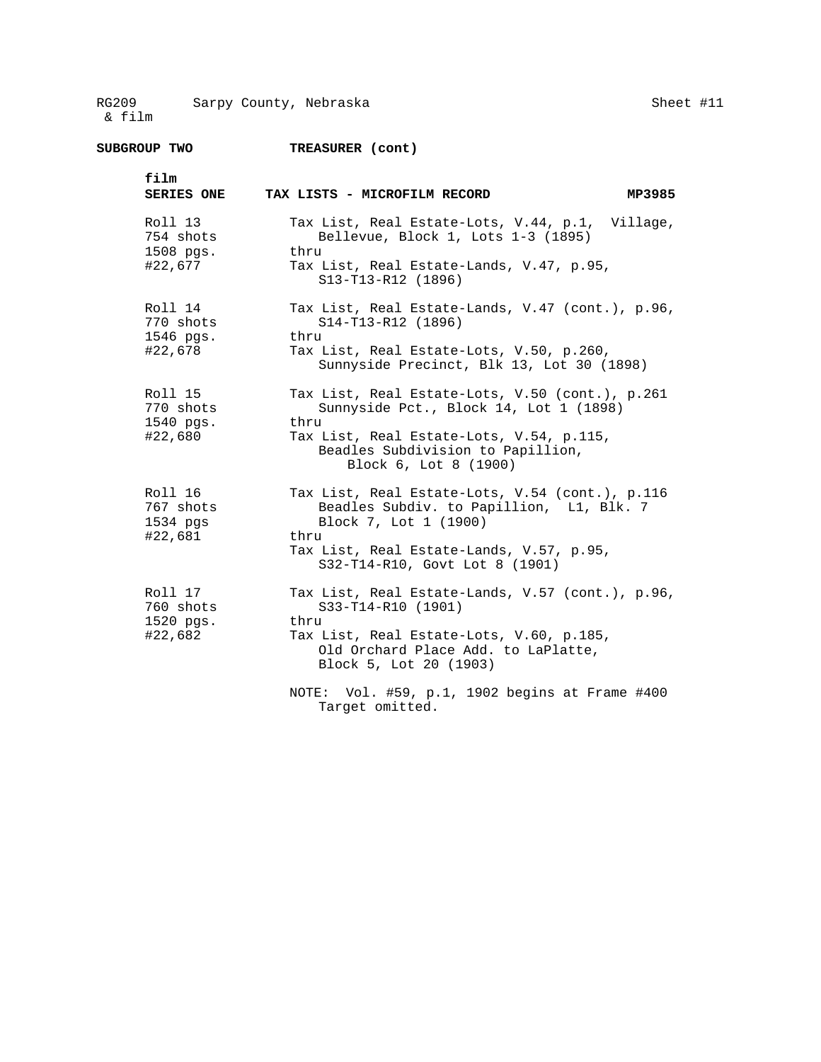RG209 & film     Sarpy County, Nebraska     Sheet #11

**SUBGROUP TWO     TREASURER (cont)**

**film**
**SERIES ONE     TAX LISTS - MICROFILM RECORD     MP3985**

| | |
|---|---|
| Roll 13<br>754 shots<br>1508 pgs.<br>#22,677 | Tax List, Real Estate-Lots, V.44, p.1, Village, Bellevue, Block 1, Lots 1-3 (1895)<br>thru<br>Tax List, Real Estate-Lands, V.47, p.95, S13-T13-R12 (1896) |
| Roll 14<br>770 shots<br>1546 pgs.<br>#22,678 | Tax List, Real Estate-Lands, V.47 (cont.), p.96, S14-T13-R12 (1896)<br>thru<br>Tax List, Real Estate-Lots, V.50, p.260, Sunnyside Precinct, Blk 13, Lot 30 (1898) |
| Roll 15<br>770 shots<br>1540 pgs.<br>#22,680 | Tax List, Real Estate-Lots, V.50 (cont.), p.261 Sunnyside Pct., Block 14, Lot 1 (1898)<br>thru<br>Tax List, Real Estate-Lots, V.54, p.115, Beadles Subdivision to Papillion, Block 6, Lot 8 (1900) |
| Roll 16<br>767 shots<br>1534 pgs<br>#22,681 | Tax List, Real Estate-Lots, V.54 (cont.), p.116 Beadles Subdiv. to Papillion, L1, Blk. 7 Block 7, Lot 1 (1900)<br>thru<br>Tax List, Real Estate-Lands, V.57, p.95, S32-T14-R10, Govt Lot 8 (1901) |
| Roll 17<br>760 shots<br>1520 pgs.<br>#22,682 | Tax List, Real Estate-Lands, V.57 (cont.), p.96, S33-T14-R10 (1901)<br>thru<br>Tax List, Real Estate-Lots, V.60, p.185, Old Orchard Place Add. to LaPlatte, Block 5, Lot 20 (1903)<br><br>NOTE: Vol. #59, p.1, 1902 begins at Frame #400 Target omitted. |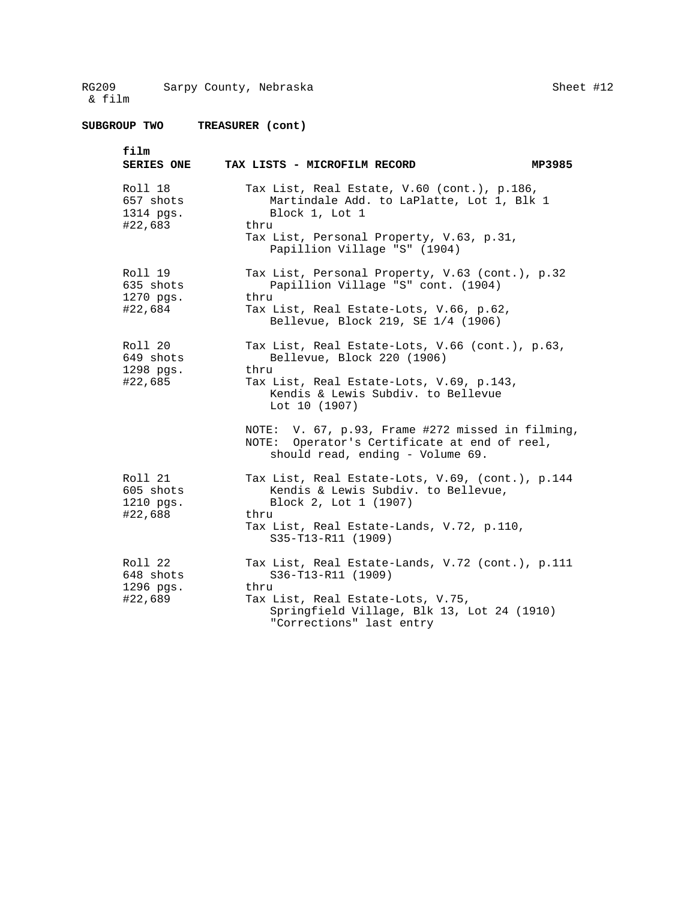RG209 & film    Sarpy County, Nebraska    Sheet #12

## SUBGROUP TWO    TREASURER (cont)

### film SERIES ONE    TAX LISTS - MICROFILM RECORD    MP3985

| | |
|---|---|
| Roll 18<br>657 shots<br>1314 pgs.<br>#22,683 | Tax List, Real Estate, V.60 (cont.), p.186, Martindale Add. to LaPlatte, Lot 1, Blk 1 Block 1, Lot 1<br>thru<br>Tax List, Personal Property, V.63, p.31, Papillion Village "S" (1904) |
| Roll 19<br>635 shots<br>1270 pgs.<br>#22,684 | Tax List, Personal Property, V.63 (cont.), p.32 Papillion Village "S" cont. (1904)<br>thru<br>Tax List, Real Estate-Lots, V.66, p.62, Bellevue, Block 219, SE 1/4 (1906) |
| Roll 20<br>649 shots<br>1298 pgs.<br>#22,685 | Tax List, Real Estate-Lots, V.66 (cont.), p.63, Bellevue, Block 220 (1906)<br>thru<br>Tax List, Real Estate-Lots, V.69, p.143, Kendis & Lewis Subdiv. to Bellevue Lot 10 (1907)<br><br>NOTE: V. 67, p.93, Frame #272 missed in filming,<br>NOTE: Operator's Certificate at end of reel, should read, ending - Volume 69. |
| Roll 21<br>605 shots<br>1210 pgs.<br>#22,688 | Tax List, Real Estate-Lots, V.69, (cont.), p.144 Kendis & Lewis Subdiv. to Bellevue, Block 2, Lot 1 (1907)<br>thru<br>Tax List, Real Estate-Lands, V.72, p.110, S35-T13-R11 (1909) |
| Roll 22<br>648 shots<br>1296 pgs.<br>#22,689 | Tax List, Real Estate-Lands, V.72 (cont.), p.111 S36-T13-R11 (1909)<br>thru<br>Tax List, Real Estate-Lots, V.75, Springfield Village, Blk 13, Lot 24 (1910) "Corrections" last entry |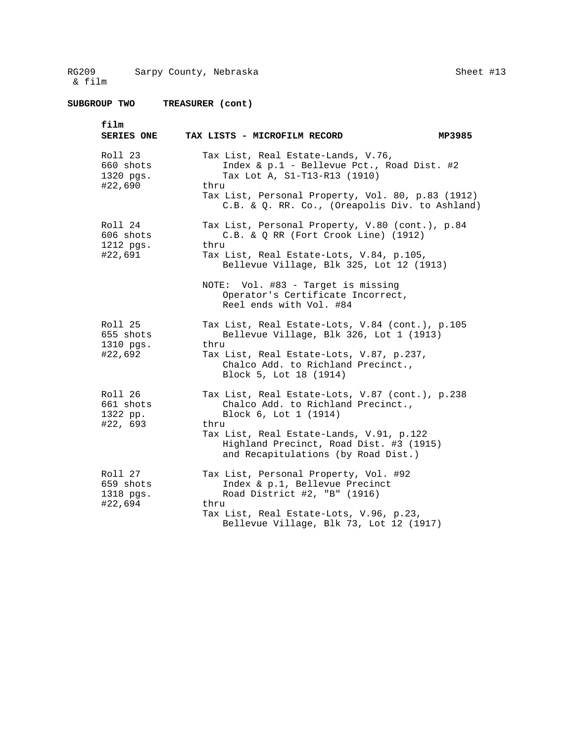**SUBGROUP TWO TREASURER (cont)**

**film**
**SERIES ONE TAX LISTS - MICROFILM RECORD MP3985**

| | |
|---|---|
| Roll 23<br>660 shots<br>1320 pgs.<br>#22,690 | Tax List, Real Estate-Lands, V.76,<br>Index & p.1 - Bellevue Pct., Road Dist. #2<br>Tax Lot A, S1-T13-R13 (1910)<br>thru<br>Tax List, Personal Property, Vol. 80, p.83 (1912)<br>C.B. & Q. RR. Co., (Oreapolis Div. to Ashland) |
| Roll 24<br>606 shots<br>1212 pgs.<br>#22,691 | Tax List, Personal Property, V.80 (cont.), p.84<br>C.B. & Q RR (Fort Crook Line) (1912)<br>thru<br>Tax List, Real Estate-Lots, V.84, p.105,<br>Bellevue Village, Blk 325, Lot 12 (1913)<br><br>NOTE: Vol. #83 - Target is missing<br>Operator's Certificate Incorrect,<br>Reel ends with Vol. #84 |
| Roll 25<br>655 shots<br>1310 pgs.<br>#22,692 | Tax List, Real Estate-Lots, V.84 (cont.), p.105<br>Bellevue Village, Blk 326, Lot 1 (1913)<br>thru<br>Tax List, Real Estate-Lots, V.87, p.237,<br>Chalco Add. to Richland Precinct.,<br>Block 5, Lot 18 (1914) |
| Roll 26<br>661 shots<br>1322 pp.<br>#22, 693 | Tax List, Real Estate-Lots, V.87 (cont.), p.238<br>Chalco Add. to Richland Precinct.,<br>Block 6, Lot 1 (1914)<br>thru<br>Tax List, Real Estate-Lands, V.91, p.122<br>Highland Precinct, Road Dist. #3 (1915)<br>and Recapitulations (by Road Dist.) |
| Roll 27<br>659 shots<br>1318 pgs.<br>#22,694 | Tax List, Personal Property, Vol. #92<br>Index & p.1, Bellevue Precinct<br>Road District #2, "B" (1916)<br>thru<br>Tax List, Real Estate-Lots, V.96, p.23,<br>Bellevue Village, Blk 73, Lot 12 (1917) |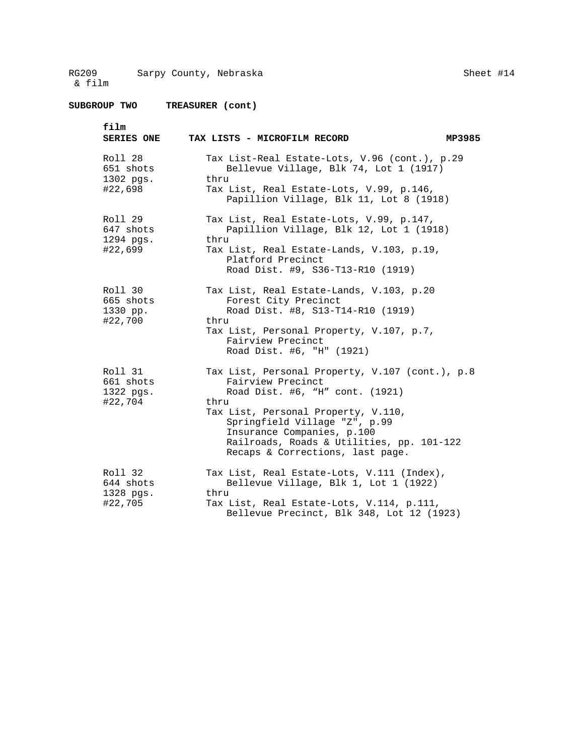RG209 & film    Sarpy County, Nebraska    Sheet #14

**SUBGROUP TWO    TREASURER (cont)**

**film**

**SERIES ONE    TAX LISTS - MICROFILM RECORD    MP3985**

| | |
|---|---|
| Roll 28<br>651 shots<br>1302 pgs.<br>#22,698 | Tax List-Real Estate-Lots, V.96 (cont.), p.29<br>Bellevue Village, Blk 74, Lot 1 (1917)<br>thru<br>Tax List, Real Estate-Lots, V.99, p.146,<br>Papillion Village, Blk 11, Lot 8 (1918) |
| Roll 29<br>647 shots<br>1294 pgs.<br>#22,699 | Tax List, Real Estate-Lots, V.99, p.147,<br>Papillion Village, Blk 12, Lot 1 (1918)<br>thru<br>Tax List, Real Estate-Lands, V.103, p.19,<br>Platford Precinct<br>Road Dist. #9, S36-T13-R10 (1919) |
| Roll 30<br>665 shots<br>1330 pp.<br>#22,700 | Tax List, Real Estate-Lands, V.103, p.20<br>Forest City Precinct<br>Road Dist. #8, S13-T14-R10 (1919)<br>thru<br>Tax List, Personal Property, V.107, p.7,<br>Fairview Precinct<br>Road Dist. #6, "H" (1921) |
| Roll 31<br>661 shots<br>1322 pgs.<br>#22,704 | Tax List, Personal Property, V.107 (cont.), p.8<br>Fairview Precinct<br>Road Dist. #6, "H" cont. (1921)<br>thru<br>Tax List, Personal Property, V.110,<br>Springfield Village "Z", p.99<br>Insurance Companies, p.100<br>Railroads, Roads & Utilities, pp. 101-122<br>Recaps & Corrections, last page. |
| Roll 32<br>644 shots<br>1328 pgs.<br>#22,705 | Tax List, Real Estate-Lots, V.111 (Index),<br>Bellevue Village, Blk 1, Lot 1 (1922)<br>thru<br>Tax List, Real Estate-Lots, V.114, p.111,<br>Bellevue Precinct, Blk 348, Lot 12 (1923) |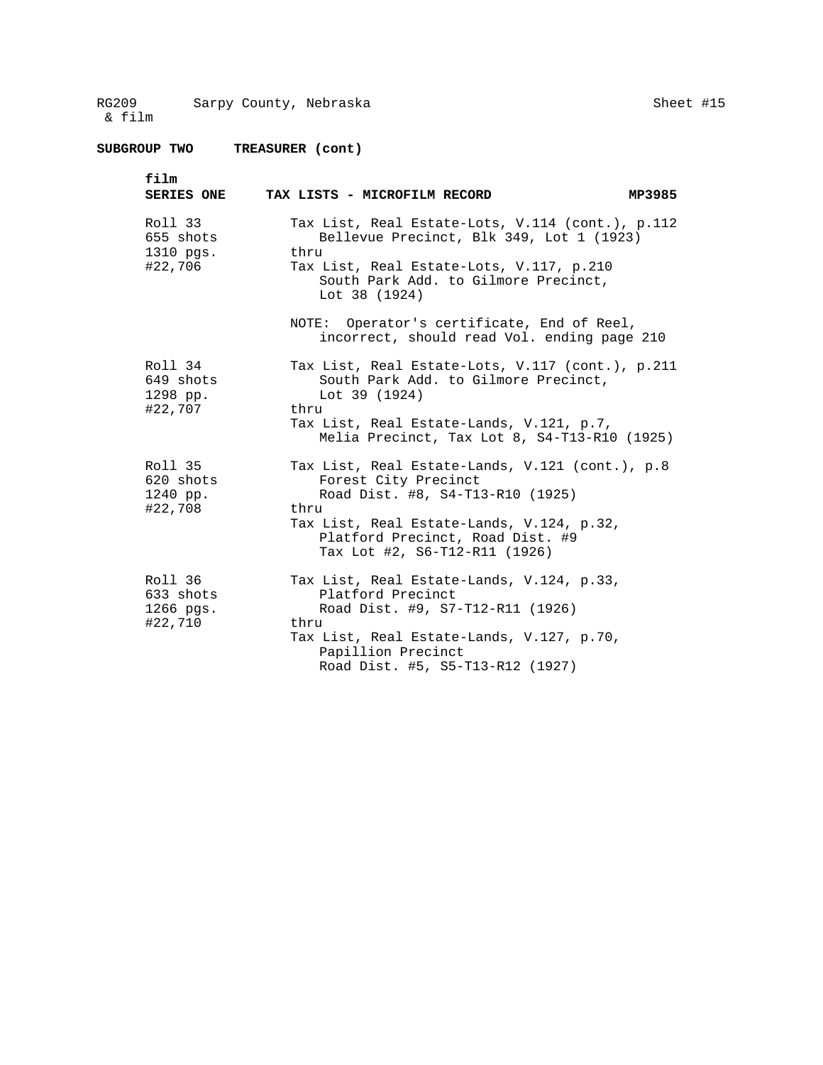RG209 Sarpy County, Nebraska Sheet #15
& film

**SUBGROUP TWO TREASURER (cont)**

| **film SERIES ONE** | **TAX LISTS - MICROFILM RECORD** | **MP3985** |
|---|---|---|
| Roll 33<br>655 shots<br>1310 pgs.<br>#22,706 | Tax List, Real Estate-Lots, V.114 (cont.), p.112<br>Bellevue Precinct, Blk 349, Lot 1 (1923)<br>thru<br>Tax List, Real Estate-Lots, V.117, p.210<br>South Park Add. to Gilmore Precinct,<br>Lot 38 (1924)<br><br>NOTE: Operator's certificate, End of Reel,<br>incorrect, should read Vol. ending page 210 | |
| Roll 34<br>649 shots<br>1298 pp.<br>#22,707 | Tax List, Real Estate-Lots, V.117 (cont.), p.211<br>South Park Add. to Gilmore Precinct,<br>Lot 39 (1924)<br>thru<br>Tax List, Real Estate-Lands, V.121, p.7,<br>Melia Precinct, Tax Lot 8, S4-T13-R10 (1925) | |
| Roll 35<br>620 shots<br>1240 pp.<br>#22,708 | Tax List, Real Estate-Lands, V.121 (cont.), p.8<br>Forest City Precinct<br>Road Dist. #8, S4-T13-R10 (1925)<br>thru<br>Tax List, Real Estate-Lands, V.124, p.32,<br>Platford Precinct, Road Dist. #9<br>Tax Lot #2, S6-T12-R11 (1926) | |
| Roll 36<br>633 shots<br>1266 pgs.<br>#22,710 | Tax List, Real Estate-Lands, V.124, p.33,<br>Platford Precinct<br>Road Dist. #9, S7-T12-R11 (1926)<br>thru<br>Tax List, Real Estate-Lands, V.127, p.70,<br>Papillion Precinct<br>Road Dist. #5, S5-T13-R12 (1927) | |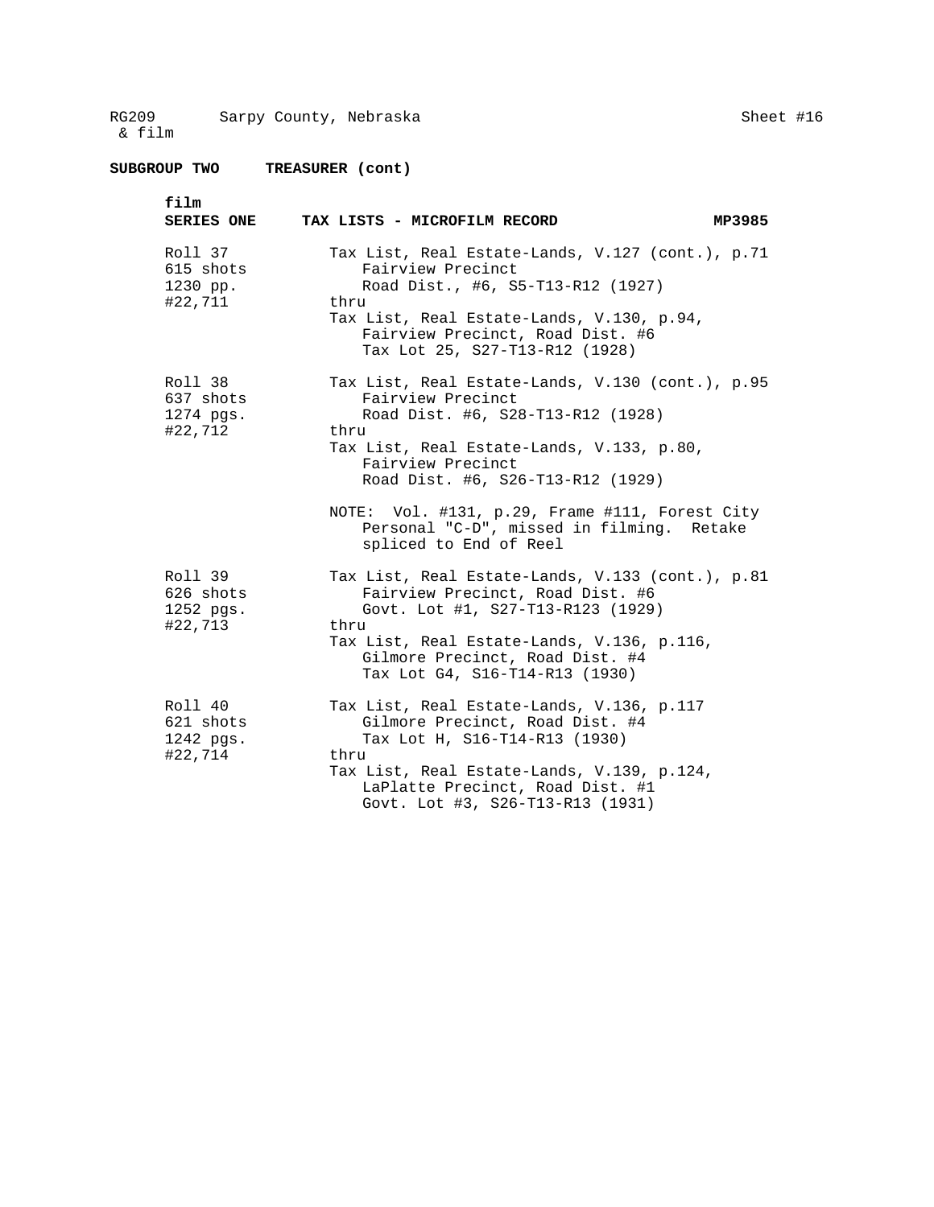RG209 & film    Sarpy County, Nebraska    Sheet #16

**SUBGROUP TWO    TREASURER (cont)**

**film**
**SERIES ONE    TAX LISTS - MICROFILM RECORD    MP3985**

| | |
|---|---|
| Roll 37<br>615 shots<br>1230 pp.<br>#22,711 | Tax List, Real Estate-Lands, V.127 (cont.), p.71<br>Fairview Precinct<br>Road Dist., #6, S5-T13-R12 (1927)<br>thru<br>Tax List, Real Estate-Lands, V.130, p.94,<br>Fairview Precinct, Road Dist. #6<br>Tax Lot 25, S27-T13-R12 (1928) |
| Roll 38<br>637 shots<br>1274 pgs.<br>#22,712 | Tax List, Real Estate-Lands, V.130 (cont.), p.95<br>Fairview Precinct<br>Road Dist. #6, S28-T13-R12 (1928)<br>thru<br>Tax List, Real Estate-Lands, V.133, p.80,<br>Fairview Precinct<br>Road Dist. #6, S26-T13-R12 (1929)<br><br>NOTE: Vol. #131, p.29, Frame #111, Forest City Personal "C-D", missed in filming. Retake spliced to End of Reel |
| Roll 39<br>626 shots<br>1252 pgs.<br>#22,713 | Tax List, Real Estate-Lands, V.133 (cont.), p.81<br>Fairview Precinct, Road Dist. #6<br>Govt. Lot #1, S27-T13-R123 (1929)<br>thru<br>Tax List, Real Estate-Lands, V.136, p.116,<br>Gilmore Precinct, Road Dist. #4<br>Tax Lot G4, S16-T14-R13 (1930) |
| Roll 40<br>621 shots<br>1242 pgs.<br>#22,714 | Tax List, Real Estate-Lands, V.136, p.117<br>Gilmore Precinct, Road Dist. #4<br>Tax Lot H, S16-T14-R13 (1930)<br>thru<br>Tax List, Real Estate-Lands, V.139, p.124,<br>LaPlatte Precinct, Road Dist. #1<br>Govt. Lot #3, S26-T13-R13 (1931) |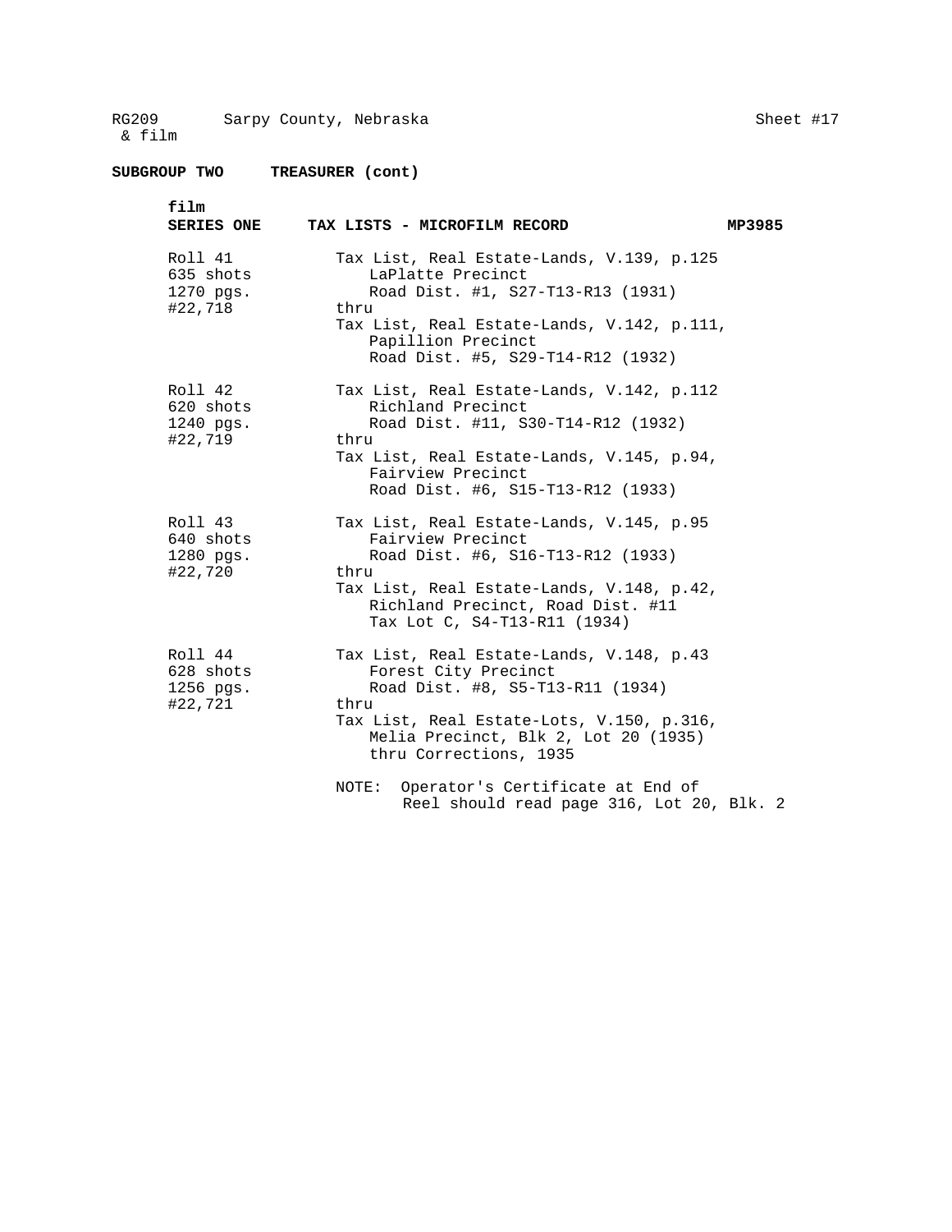RG209 & film Sarpy County, Nebraska Sheet #17

**SUBGROUP TWO TREASURER (cont)**

**film**

**SERIES ONE TAX LISTS - MICROFILM RECORD MP3985**

| | |
|---|---|
| Roll 41<br>635 shots<br>1270 pgs.<br>#22,718 | Tax List, Real Estate-Lands, V.139, p.125<br>LaPlatte Precinct<br>Road Dist. #1, S27-T13-R13 (1931)<br>thru<br>Tax List, Real Estate-Lands, V.142, p.111,<br>Papillion Precinct<br>Road Dist. #5, S29-T14-R12 (1932) |
| Roll 42<br>620 shots<br>1240 pgs.<br>#22,719 | Tax List, Real Estate-Lands, V.142, p.112<br>Richland Precinct<br>Road Dist. #11, S30-T14-R12 (1932)<br>thru<br>Tax List, Real Estate-Lands, V.145, p.94,<br>Fairview Precinct<br>Road Dist. #6, S15-T13-R12 (1933) |
| Roll 43<br>640 shots<br>1280 pgs.<br>#22,720 | Tax List, Real Estate-Lands, V.145, p.95<br>Fairview Precinct<br>Road Dist. #6, S16-T13-R12 (1933)<br>thru<br>Tax List, Real Estate-Lands, V.148, p.42,<br>Richland Precinct, Road Dist. #11<br>Tax Lot C, S4-T13-R11 (1934) |
| Roll 44<br>628 shots<br>1256 pgs.<br>#22,721 | Tax List, Real Estate-Lands, V.148, p.43<br>Forest City Precinct<br>Road Dist. #8, S5-T13-R11 (1934)<br>thru<br>Tax List, Real Estate-Lots, V.150, p.316,<br>Melia Precinct, Blk 2, Lot 20 (1935)<br>thru Corrections, 1935<br><br>NOTE: Operator's Certificate at End of Reel should read page 316, Lot 20, Blk. 2 |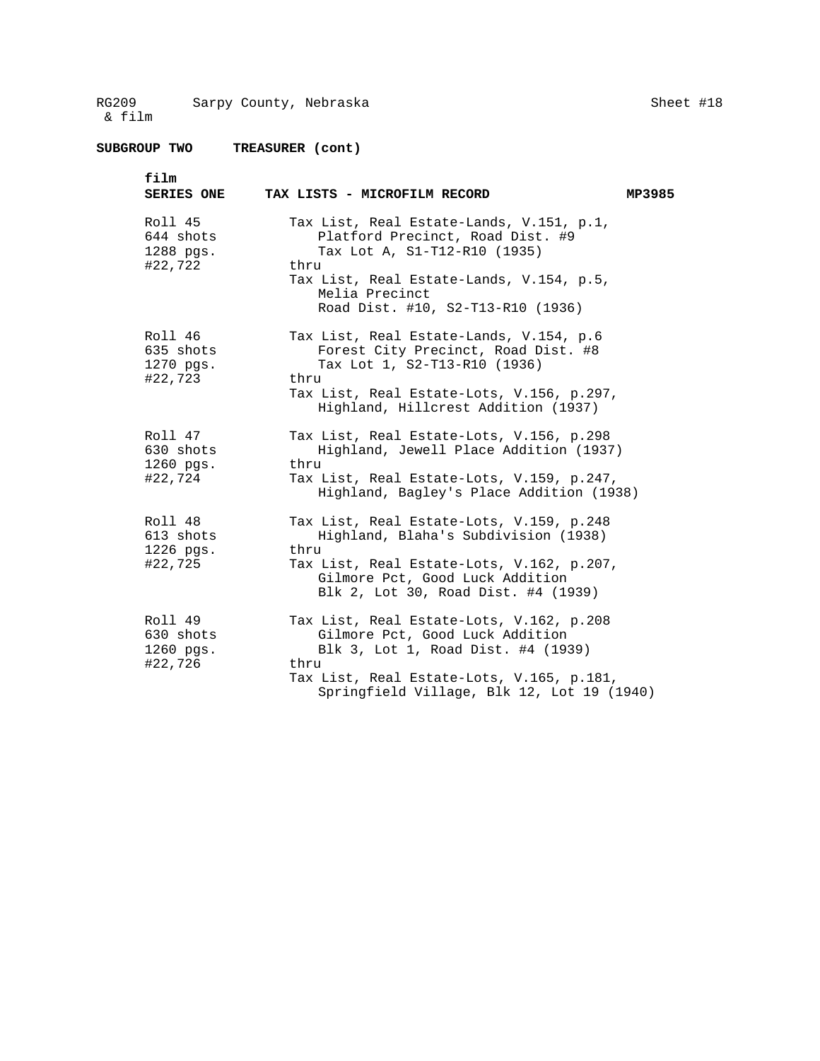RG209 & film Sarpy County, Nebraska Sheet #18

## SUBGROUP TWO TREASURER (cont)

### film SERIES ONE TAX LISTS - MICROFILM RECORD MP3985

| | |
|---|---|
| Roll 45<br>644 shots<br>1288 pgs.<br>#22,722 | Tax List, Real Estate-Lands, V.151, p.1, Platford Precinct, Road Dist. #9 Tax Lot A, S1-T12-R10 (1935)<br>thru<br>Tax List, Real Estate-Lands, V.154, p.5, Melia Precinct Road Dist. #10, S2-T13-R10 (1936) |
| Roll 46<br>635 shots<br>1270 pgs.<br>#22,723 | Tax List, Real Estate-Lands, V.154, p.6 Forest City Precinct, Road Dist. #8 Tax Lot 1, S2-T13-R10 (1936)<br>thru<br>Tax List, Real Estate-Lots, V.156, p.297, Highland, Hillcrest Addition (1937) |
| Roll 47<br>630 shots<br>1260 pgs.<br>#22,724 | Tax List, Real Estate-Lots, V.156, p.298 Highland, Jewell Place Addition (1937)<br>thru<br>Tax List, Real Estate-Lots, V.159, p.247, Highland, Bagley's Place Addition (1938) |
| Roll 48<br>613 shots<br>1226 pgs.<br>#22,725 | Tax List, Real Estate-Lots, V.159, p.248 Highland, Blaha's Subdivision (1938)<br>thru<br>Tax List, Real Estate-Lots, V.162, p.207, Gilmore Pct, Good Luck Addition Blk 2, Lot 30, Road Dist. #4 (1939) |
| Roll 49<br>630 shots<br>1260 pgs.<br>#22,726 | Tax List, Real Estate-Lots, V.162, p.208 Gilmore Pct, Good Luck Addition Blk 3, Lot 1, Road Dist. #4 (1939)<br>thru<br>Tax List, Real Estate-Lots, V.165, p.181, Springfield Village, Blk 12, Lot 19 (1940) |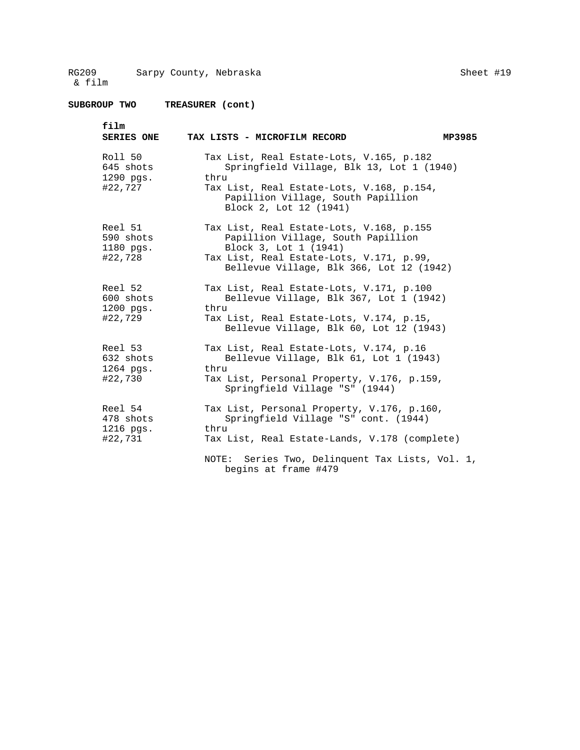RG209 & film    Sarpy County, Nebraska    Sheet #19

**SUBGROUP TWO    TREASURER (cont)**

**film**
**SERIES ONE    TAX LISTS - MICROFILM RECORD    MP3985**

| | |
|---|---|
| Roll 50<br>645 shots<br>1290 pgs.<br>#22,727 | Tax List, Real Estate-Lots, V.165, p.182<br>Springfield Village, Blk 13, Lot 1 (1940)<br>thru<br>Tax List, Real Estate-Lots, V.168, p.154,<br>Papillion Village, South Papillion<br>Block 2, Lot 12 (1941) |
| Reel 51<br>590 shots<br>1180 pgs.<br>#22,728 | Tax List, Real Estate-Lots, V.168, p.155<br>Papillion Village, South Papillion<br>Block 3, Lot 1 (1941)<br>Tax List, Real Estate-Lots, V.171, p.99,<br>Bellevue Village, Blk 366, Lot 12 (1942) |
| Reel 52<br>600 shots<br>1200 pgs.<br>#22,729 | Tax List, Real Estate-Lots, V.171, p.100<br>Bellevue Village, Blk 367, Lot 1 (1942)<br>thru<br>Tax List, Real Estate-Lots, V.174, p.15,<br>Bellevue Village, Blk 60, Lot 12 (1943) |
| Reel 53<br>632 shots<br>1264 pgs.<br>#22,730 | Tax List, Real Estate-Lots, V.174, p.16<br>Bellevue Village, Blk 61, Lot 1 (1943)<br>thru<br>Tax List, Personal Property, V.176, p.159,<br>Springfield Village "S" (1944) |
| Reel 54<br>478 shots<br>1216 pgs.<br>#22,731 | Tax List, Personal Property, V.176, p.160,<br>Springfield Village "S" cont. (1944)<br>thru<br>Tax List, Real Estate-Lands, V.178 (complete) |

NOTE: Series Two, Delinquent Tax Lists, Vol. 1, begins at frame #479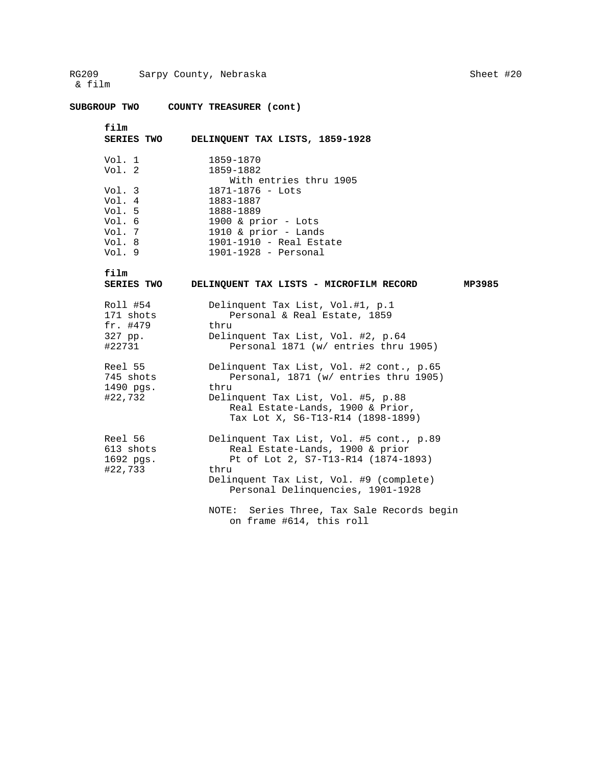RG209 & film Sarpy County, Nebraska Sheet #20

**SUBGROUP TWO COUNTY TREASURER (cont)**

**film**
**SERIES TWO DELINQUENT TAX LISTS, 1859-1928**

| | |
|---|---|
| Vol. 1 | 1859-1870 |
| Vol. 2 | 1859-1882<br>With entries thru 1905 |
| Vol. 3 | 1871-1876 - Lots |
| Vol. 4 | 1883-1887 |
| Vol. 5 | 1888-1889 |
| Vol. 6 | 1900 & prior - Lots |
| Vol. 7 | 1910 & prior - Lands |
| Vol. 8 | 1901-1910 - Real Estate |
| Vol. 9 | 1901-1928 - Personal |

**film**
**SERIES TWO DELINQUENT TAX LISTS - MICROFILM RECORD MP3985**

| | |
|---|---|
| Roll #54<br>171 shots<br>fr. #479<br>327 pp.<br>#22731 | Delinquent Tax List, Vol.#1, p.1<br>Personal & Real Estate, 1859<br>thru<br>Delinquent Tax List, Vol. #2, p.64<br>Personal 1871 (w/ entries thru 1905) |
| Reel 55<br>745 shots<br>1490 pgs.<br>#22,732 | Delinquent Tax List, Vol. #2 cont., p.65<br>Personal, 1871 (w/ entries thru 1905)<br>thru<br>Delinquent Tax List, Vol. #5, p.88<br>Real Estate-Lands, 1900 & Prior,<br>Tax Lot X, S6-T13-R14 (1898-1899) |
| Reel 56<br>613 shots<br>1692 pgs.<br>#22,733 | Delinquent Tax List, Vol. #5 cont., p.89<br>Real Estate-Lands, 1900 & prior<br>Pt of Lot 2, S7-T13-R14 (1874-1893)<br>thru<br>Delinquent Tax List, Vol. #9 (complete)<br>Personal Delinquencies, 1901-1928<br><br>NOTE: Series Three, Tax Sale Records begin on frame #614, this roll |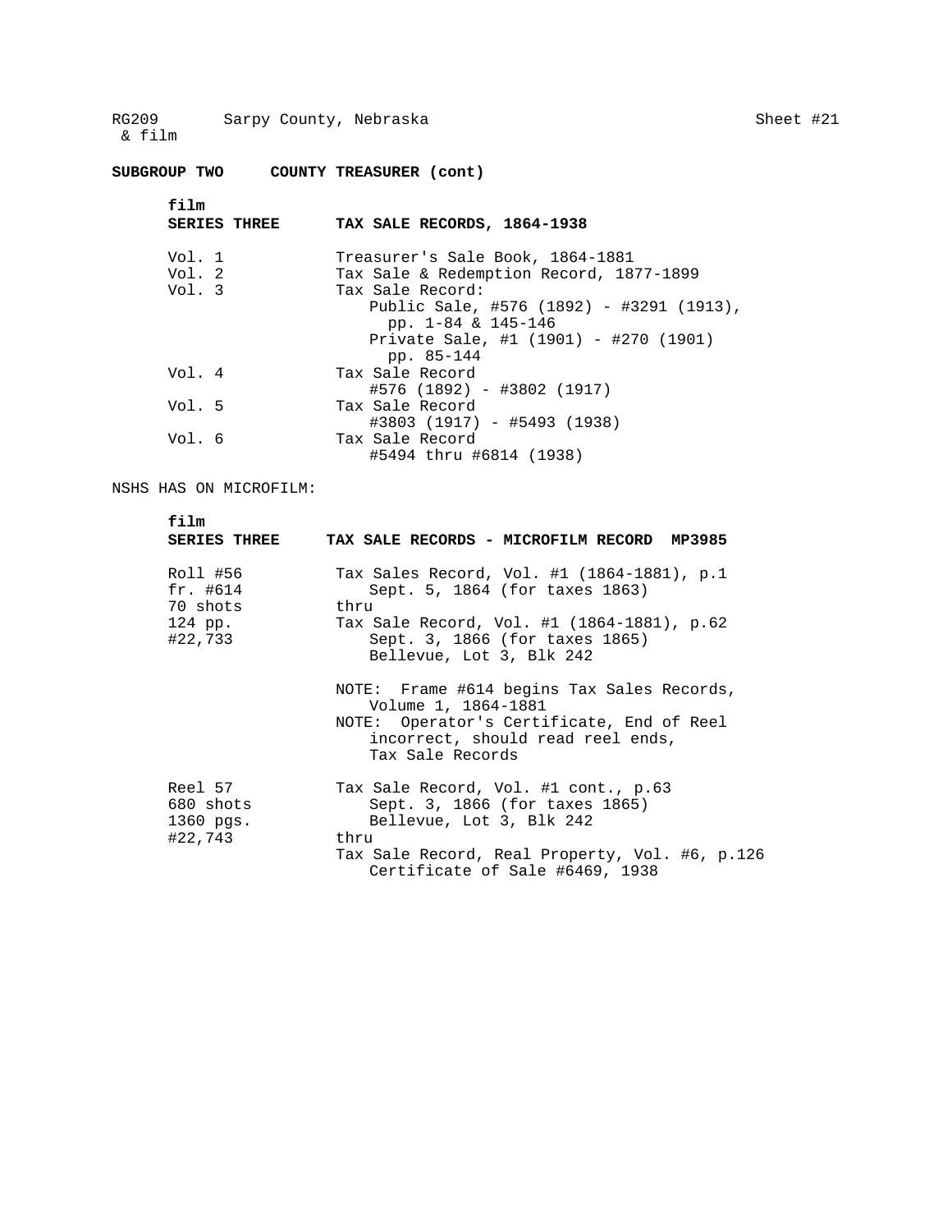RG209 & film    Sarpy County, Nebraska    Sheet #21

**SUBGROUP TWO    COUNTY TREASURER (cont)**

**film**
**SERIES THREE    TAX SALE RECORDS, 1864-1938**

| | |
|---|---|
| Vol. 1 | Treasurer's Sale Book, 1864-1881 |
| Vol. 2 | Tax Sale & Redemption Record, 1877-1899 |
| Vol. 3 | Tax Sale Record:<br>Public Sale, #576 (1892) - #3291 (1913), pp. 1-84 & 145-146<br>Private Sale, #1 (1901) - #270 (1901) pp. 85-144 |
| Vol. 4 | Tax Sale Record<br>#576 (1892) - #3802 (1917) |
| Vol. 5 | Tax Sale Record<br>#3803 (1917) - #5493 (1938) |
| Vol. 6 | Tax Sale Record<br>#5494 thru #6814 (1938) |

NSHS HAS ON MICROFILM:

**film**
**SERIES THREE    TAX SALE RECORDS - MICROFILM RECORD MP3985**

| | |
|---|---|
| Roll #56<br>fr. #614<br>70 shots<br>124 pp.<br>#22,733 | Tax Sales Record, Vol. #1 (1864-1881), p.1<br>Sept. 5, 1864 (for taxes 1863)<br>thru<br>Tax Sale Record, Vol. #1 (1864-1881), p.62<br>Sept. 3, 1866 (for taxes 1865)<br>Bellevue, Lot 3, Blk 242<br><br>NOTE: Frame #614 begins Tax Sales Records, Volume 1, 1864-1881<br>NOTE: Operator's Certificate, End of Reel incorrect, should read reel ends, Tax Sale Records |
| Reel 57<br>680 shots<br>1360 pgs.<br>#22,743 | Tax Sale Record, Vol. #1 cont., p.63<br>Sept. 3, 1866 (for taxes 1865)<br>Bellevue, Lot 3, Blk 242<br>thru<br>Tax Sale Record, Real Property, Vol. #6, p.126<br>Certificate of Sale #6469, 1938 |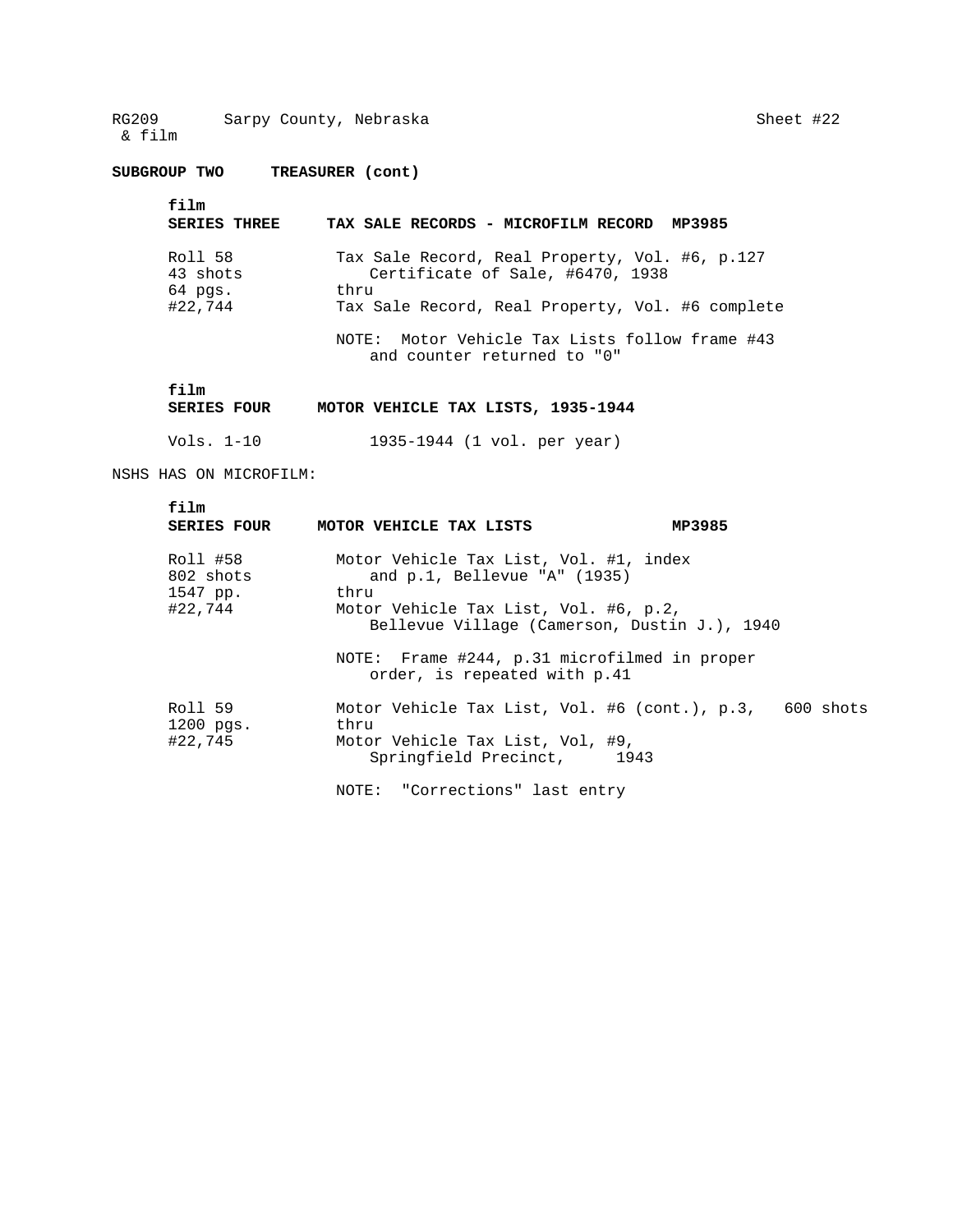RG209 & film    Sarpy County, Nebraska    Sheet #22

**SUBGROUP TWO    TREASURER (cont)**

**film**
**SERIES THREE    TAX SALE RECORDS - MICROFILM RECORD  MP3985**

| | |
|---|---|
| Roll 58<br>43 shots<br>64 pgs.<br>#22,744 | Tax Sale Record, Real Property, Vol. #6, p.127<br>Certificate of Sale, #6470, 1938<br>thru<br>Tax Sale Record, Real Property, Vol. #6 complete |
| | NOTE: Motor Vehicle Tax Lists follow frame #43 and counter returned to "0" |

**film**
**SERIES FOUR    MOTOR VEHICLE TAX LISTS, 1935-1944**

| | |
|---|---|
| Vols. 1-10 | 1935-1944 (1 vol. per year) |

NSHS HAS ON MICROFILM:

**film**
**SERIES FOUR    MOTOR VEHICLE TAX LISTS    MP3985**

| | |
|---|---|
| Roll #58<br>802 shots<br>1547 pp.<br>#22,744 | Motor Vehicle Tax List, Vol. #1, index and p.1, Bellevue "A" (1935)<br>thru<br>Motor Vehicle Tax List, Vol. #6, p.2, Bellevue Village (Camerson, Dustin J.), 1940 |
| | NOTE: Frame #244, p.31 microfilmed in proper order, is repeated with p.41 |
| Roll 59<br>1200 pgs.<br>#22,745 | Motor Vehicle Tax List, Vol. #6 (cont.), p.3, 600 shots<br>thru<br>Motor Vehicle Tax List, Vol, #9, Springfield Precinct, 1943 |
| | NOTE: "Corrections" last entry |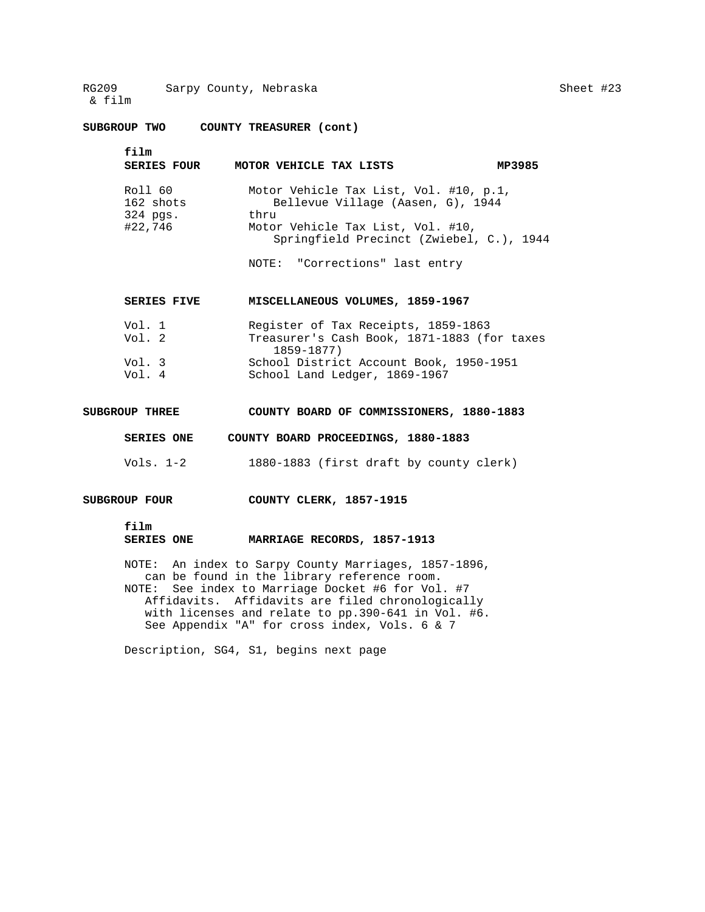## SUBGROUP TWO COUNTY TREASURER (cont)

film

### SERIES FOUR MOTOR VEHICLE TAX LISTS MP3985

| | |
|---|---|
| Roll 60<br>162 shots<br>324 pgs.<br>#22,746 | Motor Vehicle Tax List, Vol. #10, p.1, Bellevue Village (Aasen, G), 1944<br>thru<br>Motor Vehicle Tax List, Vol. #10, Springfield Precinct (Zwiebel, C.), 1944 |

NOTE: "Corrections" last entry

### SERIES FIVE MISCELLANEOUS VOLUMES, 1859-1967

| | |
|---|---|
| Vol. 1 | Register of Tax Receipts, 1859-1863 |
| Vol. 2 | Treasurer's Cash Book, 1871-1883 (for taxes 1859-1877) |
| Vol. 3 | School District Account Book, 1950-1951 |
| Vol. 4 | School Land Ledger, 1869-1967 |

## SUBGROUP THREE COUNTY BOARD OF COMMISSIONERS, 1880-1883

### SERIES ONE COUNTY BOARD PROCEEDINGS, 1880-1883

| | |
|---|---|
| Vols. 1-2 | 1880-1883 (first draft by county clerk) |

## SUBGROUP FOUR COUNTY CLERK, 1857-1915

film

### SERIES ONE MARRIAGE RECORDS, 1857-1913

NOTE: An index to Sarpy County Marriages, 1857-1896, can be found in the library reference room.

NOTE: See index to Marriage Docket #6 for Vol. #7 Affidavits. Affidavits are filed chronologically with licenses and relate to pp.390-641 in Vol. #6. See Appendix "A" for cross index, Vols. 6 & 7

Description, SG4, S1, begins next page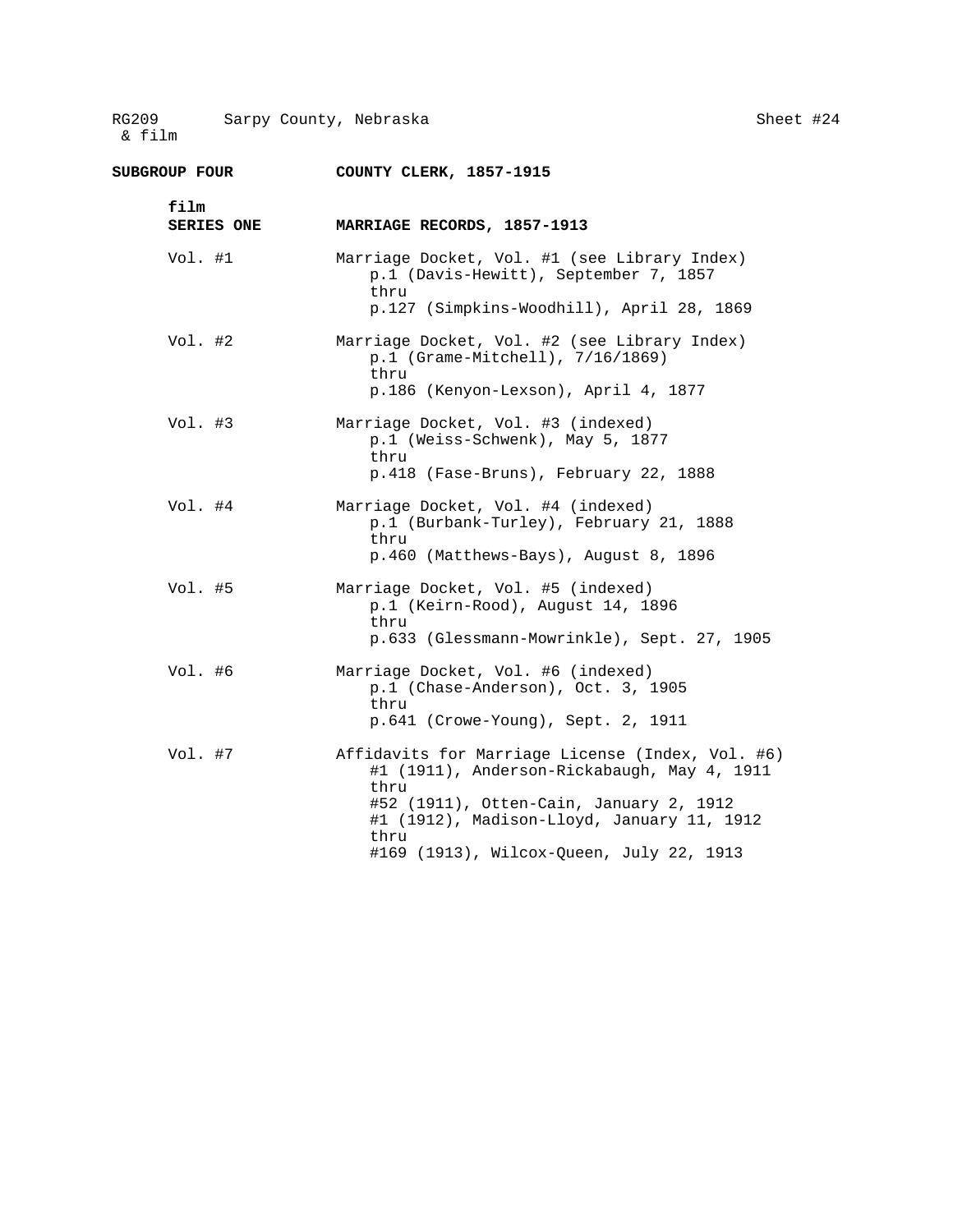RG209 & film    Sarpy County, Nebraska    Sheet #24

**SUBGROUP FOUR** **COUNTY CLERK, 1857-1915**

**film**
**SERIES ONE** **MARRIAGE RECORDS, 1857-1913**

Vol. #1    Marriage Docket, Vol. #1 (see Library Index)
p.1 (Davis-Hewitt), September 7, 1857
thru
p.127 (Simpkins-Woodhill), April 28, 1869

Vol. #2    Marriage Docket, Vol. #2 (see Library Index)
p.1 (Grame-Mitchell), 7/16/1869)
thru
p.186 (Kenyon-Lexson), April 4, 1877

Vol. #3    Marriage Docket, Vol. #3 (indexed)
p.1 (Weiss-Schwenk), May 5, 1877
thru
p.418 (Fase-Bruns), February 22, 1888

Vol. #4    Marriage Docket, Vol. #4 (indexed)
p.1 (Burbank-Turley), February 21, 1888
thru
p.460 (Matthews-Bays), August 8, 1896

Vol. #5    Marriage Docket, Vol. #5 (indexed)
p.1 (Keirn-Rood), August 14, 1896
thru
p.633 (Glessmann-Mowrinkle), Sept. 27, 1905

Vol. #6    Marriage Docket, Vol. #6 (indexed)
p.1 (Chase-Anderson), Oct. 3, 1905
thru
p.641 (Crowe-Young), Sept. 2, 1911

Vol. #7    Affidavits for Marriage License (Index, Vol. #6)
#1 (1911), Anderson-Rickabaugh, May 4, 1911
thru
#52 (1911), Otten-Cain, January 2, 1912
#1 (1912), Madison-Lloyd, January 11, 1912
thru
#169 (1913), Wilcox-Queen, July 22, 1913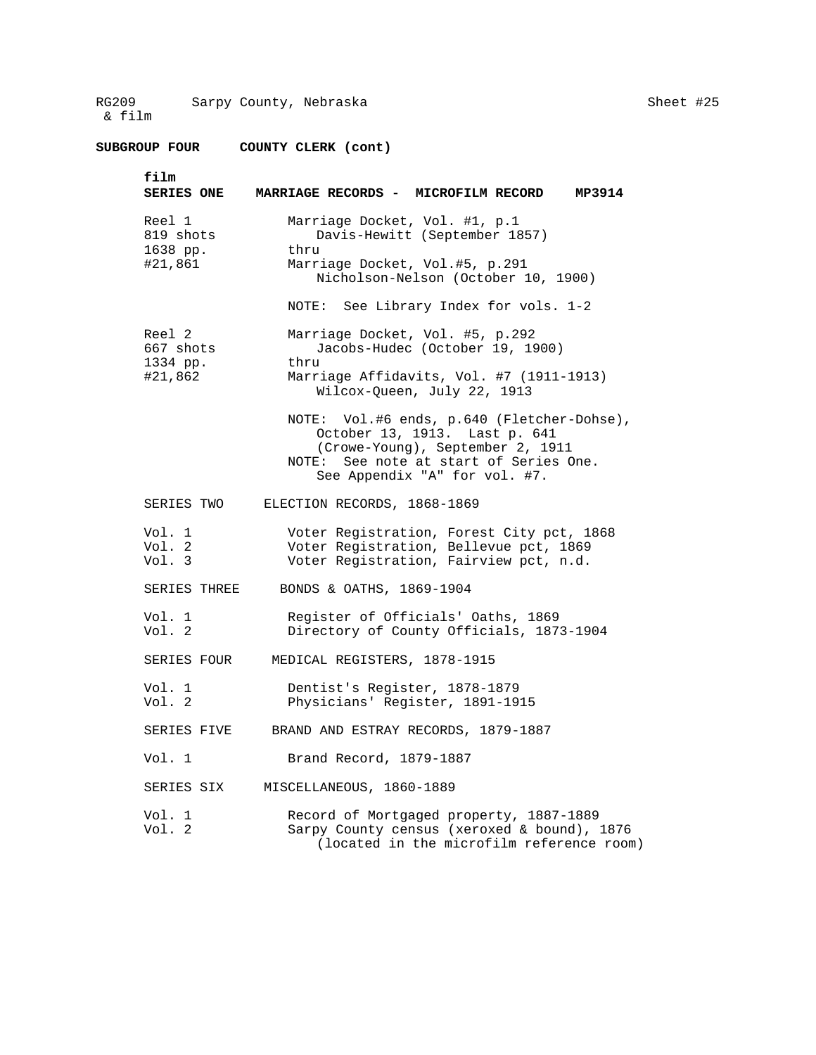RG209 & film    Sarpy County, Nebraska    Sheet #25

**SUBGROUP FOUR    COUNTY CLERK (cont)**

**film**
**SERIES ONE    MARRIAGE RECORDS - MICROFILM RECORD    MP3914**

| | |
|---|---|
| Reel 1<br>819 shots<br>1638 pp.<br>#21,861 | Marriage Docket, Vol. #1, p.1<br>Davis-Hewitt (September 1857)<br>thru<br>Marriage Docket, Vol.#5, p.291<br>Nicholson-Nelson (October 10, 1900) |
| | NOTE: See Library Index for vols. 1-2 |
| Reel 2<br>667 shots<br>1334 pp.<br>#21,862 | Marriage Docket, Vol. #5, p.292<br>Jacobs-Hudec (October 19, 1900)<br>thru<br>Marriage Affidavits, Vol. #7 (1911-1913)<br>Wilcox-Queen, July 22, 1913 |
| | NOTE: Vol.#6 ends, p.640 (Fletcher-Dohse), October 13, 1913. Last p. 641 (Crowe-Young), September 2, 1911<br>NOTE: See note at start of Series One. See Appendix "A" for vol. #7. |

SERIES TWO    ELECTION RECORDS, 1868-1869

| | |
|---|---|
| Vol. 1 | Voter Registration, Forest City pct, 1868 |
| Vol. 2 | Voter Registration, Bellevue pct, 1869 |
| Vol. 3 | Voter Registration, Fairview pct, n.d. |

SERIES THREE    BONDS & OATHS, 1869-1904

| | |
|---|---|
| Vol. 1 | Register of Officials' Oaths, 1869 |
| Vol. 2 | Directory of County Officials, 1873-1904 |

SERIES FOUR    MEDICAL REGISTERS, 1878-1915

| | |
|---|---|
| Vol. 1 | Dentist's Register, 1878-1879 |
| Vol. 2 | Physicians' Register, 1891-1915 |

SERIES FIVE    BRAND AND ESTRAY RECORDS, 1879-1887

| | |
|---|---|
| Vol. 1 | Brand Record, 1879-1887 |

SERIES SIX    MISCELLANEOUS, 1860-1889

| | |
|---|---|
| Vol. 1 | Record of Mortgaged property, 1887-1889 |
| Vol. 2 | Sarpy County census (xeroxed & bound), 1876<br>(located in the microfilm reference room) |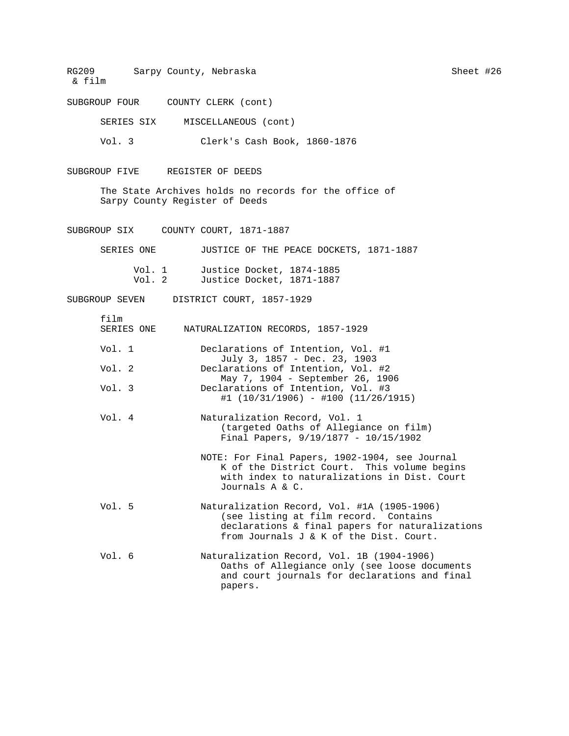RG209 & film    Sarpy County, Nebraska    Sheet #26

SUBGROUP FOUR    COUNTY CLERK (cont)

SERIES SIX    MISCELLANEOUS (cont)

Vol. 3    Clerk's Cash Book, 1860-1876

SUBGROUP FIVE    REGISTER OF DEEDS

The State Archives holds no records for the office of Sarpy County Register of Deeds

SUBGROUP SIX    COUNTY COURT, 1871-1887

SERIES ONE    JUSTICE OF THE PEACE DOCKETS, 1871-1887

Vol. 1    Justice Docket, 1874-1885
Vol. 2    Justice Docket, 1871-1887

SUBGROUP SEVEN    DISTRICT COURT, 1857-1929

film
SERIES ONE    NATURALIZATION RECORDS, 1857-1929

Vol. 1    Declarations of Intention, Vol. #1
July 3, 1857 - Dec. 23, 1903

Vol. 2    Declarations of Intention, Vol. #2
May 7, 1904 - September 26, 1906

Vol. 3    Declarations of Intention, Vol. #3
#1 (10/31/1906) - #100 (11/26/1915)

Vol. 4    Naturalization Record, Vol. 1
(targeted Oaths of Allegiance on film)
Final Papers, 9/19/1877 - 10/15/1902

NOTE: For Final Papers, 1902-1904, see Journal K of the District Court. This volume begins with index to naturalizations in Dist. Court Journals A & C.

Vol. 5    Naturalization Record, Vol. #1A (1905-1906)
(see listing at film record. Contains declarations & final papers for naturalizations from Journals J & K of the Dist. Court.

Vol. 6    Naturalization Record, Vol. 1B (1904-1906)
Oaths of Allegiance only (see loose documents and court journals for declarations and final papers.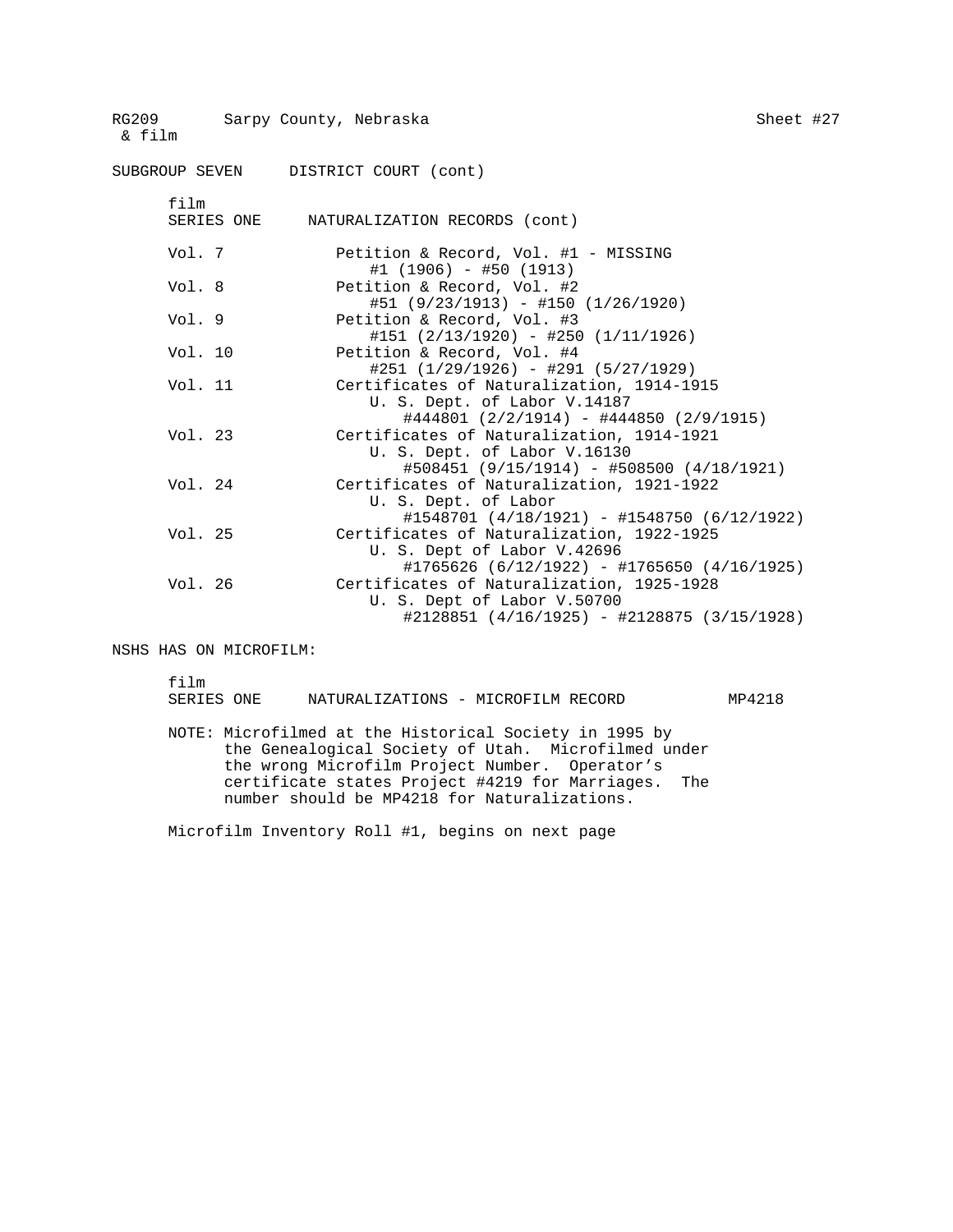RG209 & film    Sarpy County, Nebraska    Sheet #27

SUBGROUP SEVEN    DISTRICT COURT (cont)

film
SERIES ONE    NATURALIZATION RECORDS (cont)

| | |
|---|---|
| Vol. 7 | Petition & Record, Vol. #1 - MISSING<br>#1 (1906) - #50 (1913) |
| Vol. 8 | Petition & Record, Vol. #2<br>#51 (9/23/1913) - #150 (1/26/1920) |
| Vol. 9 | Petition & Record, Vol. #3<br>#151 (2/13/1920) - #250 (1/11/1926) |
| Vol. 10 | Petition & Record, Vol. #4<br>#251 (1/29/1926) - #291 (5/27/1929) |
| Vol. 11 | Certificates of Naturalization, 1914-1915<br>U. S. Dept. of Labor V.14187<br>#444801 (2/2/1914) - #444850 (2/9/1915) |
| Vol. 23 | Certificates of Naturalization, 1914-1921<br>U. S. Dept. of Labor V.16130<br>#508451 (9/15/1914) - #508500 (4/18/1921) |
| Vol. 24 | Certificates of Naturalization, 1921-1922<br>U. S. Dept. of Labor<br>#1548701 (4/18/1921) - #1548750 (6/12/1922) |
| Vol. 25 | Certificates of Naturalization, 1922-1925<br>U. S. Dept of Labor V.42696<br>#1765626 (6/12/1922) - #1765650 (4/16/1925) |
| Vol. 26 | Certificates of Naturalization, 1925-1928<br>U. S. Dept of Labor V.50700<br>#2128851 (4/16/1925) - #2128875 (3/15/1928) |

NSHS HAS ON MICROFILM:

film
SERIES ONE    NATURALIZATIONS - MICROFILM RECORD    MP4218

NOTE: Microfilmed at the Historical Society in 1995 by the Genealogical Society of Utah. Microfilmed under the wrong Microfilm Project Number. Operator's certificate states Project #4219 for Marriages. The number should be MP4218 for Naturalizations.

Microfilm Inventory Roll #1, begins on next page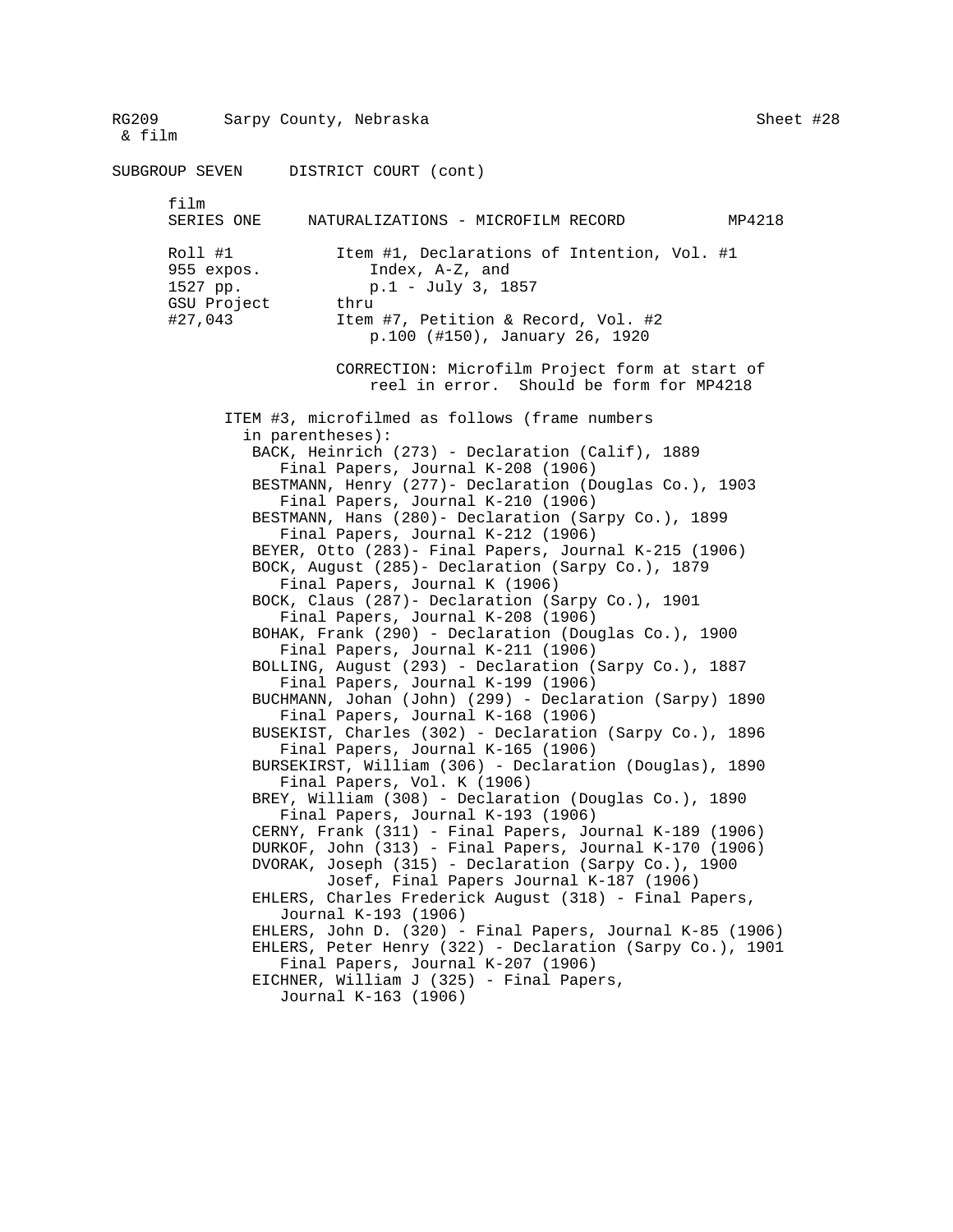RG209 & film — Sarpy County, Nebraska — Sheet #28

SUBGROUP SEVEN — DISTRICT COURT (cont)

film
SERIES ONE — NATURALIZATIONS - MICROFILM RECORD — MP4218

Roll #1
955 expos.
1527 pp.
GSU Project
#27,043

Item #1, Declarations of Intention, Vol. #1
Index, A-Z, and
p.1 - July 3, 1857
thru
Item #7, Petition & Record, Vol. #2
p.100 (#150), January 26, 1920

CORRECTION: Microfilm Project form at start of reel in error. Should be form for MP4218

ITEM #3, microfilmed as follows (frame numbers in parentheses):

- BACK, Heinrich (273) - Declaration (Calif), 1889
  Final Papers, Journal K-208 (1906)
- BESTMANN, Henry (277)- Declaration (Douglas Co.), 1903
  Final Papers, Journal K-210 (1906)
- BESTMANN, Hans (280)- Declaration (Sarpy Co.), 1899
  Final Papers, Journal K-212 (1906)
- BEYER, Otto (283)- Final Papers, Journal K-215 (1906)
- BOCK, August (285)- Declaration (Sarpy Co.), 1879
  Final Papers, Journal K (1906)
- BOCK, Claus (287)- Declaration (Sarpy Co.), 1901
  Final Papers, Journal K-208 (1906)
- BOHAK, Frank (290) - Declaration (Douglas Co.), 1900
  Final Papers, Journal K-211 (1906)
- BOLLING, August (293) - Declaration (Sarpy Co.), 1887
  Final Papers, Journal K-199 (1906)
- BUCHMANN, Johan (John) (299) - Declaration (Sarpy) 1890
  Final Papers, Journal K-168 (1906)
- BUSEKIST, Charles (302) - Declaration (Sarpy Co.), 1896
  Final Papers, Journal K-165 (1906)
- BURSEKIRST, William (306) - Declaration (Douglas), 1890
  Final Papers, Vol. K (1906)
- BREY, William (308) - Declaration (Douglas Co.), 1890
  Final Papers, Journal K-193 (1906)
- CERNY, Frank (311) - Final Papers, Journal K-189 (1906)
- DURKOF, John (313) - Final Papers, Journal K-170 (1906)
- DVORAK, Joseph (315) - Declaration (Sarpy Co.), 1900
  Josef, Final Papers Journal K-187 (1906)
- EHLERS, Charles Frederick August (318) - Final Papers,
  Journal K-193 (1906)
- EHLERS, John D. (320) - Final Papers, Journal K-85 (1906)
- EHLERS, Peter Henry (322) - Declaration (Sarpy Co.), 1901
  Final Papers, Journal K-207 (1906)
- EICHNER, William J (325) - Final Papers,
  Journal K-163 (1906)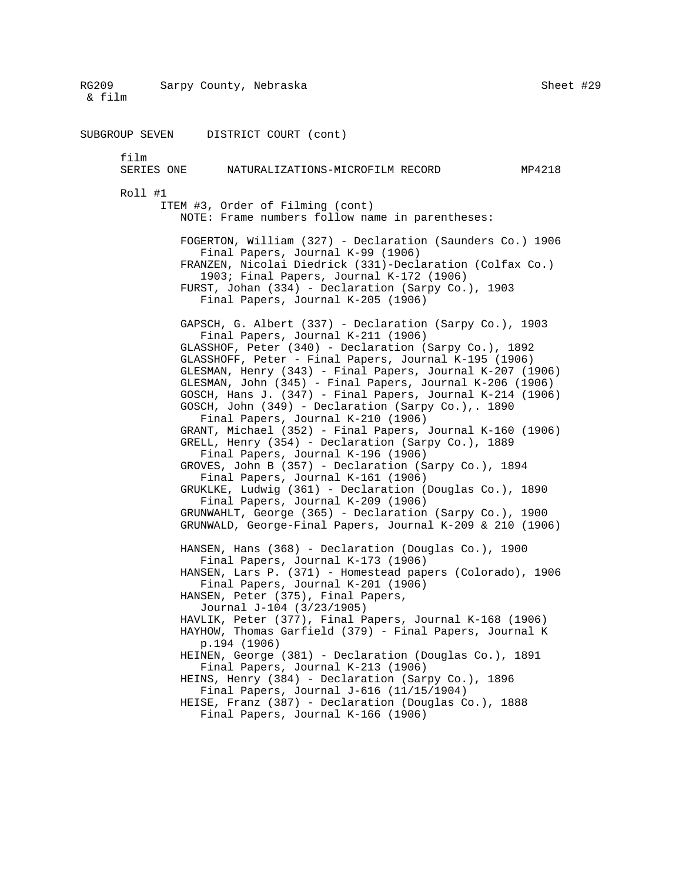RG209 & film    Sarpy County, Nebraska    Sheet #29

SUBGROUP SEVEN    DISTRICT COURT (cont)

film
SERIES ONE    NATURALIZATIONS-MICROFILM RECORD    MP4218

Roll #1

ITEM #3, Order of Filming (cont)

NOTE: Frame numbers follow name in parentheses:

FOGERTON, William (327) - Declaration (Saunders Co.) 1906
    Final Papers, Journal K-99 (1906)
FRANZEN, Nicolai Diedrick (331)-Declaration (Colfax Co.)
    1903; Final Papers, Journal K-172 (1906)
FURST, Johan (334) - Declaration (Sarpy Co.), 1903
    Final Papers, Journal K-205 (1906)

GAPSCH, G. Albert (337) - Declaration (Sarpy Co.), 1903
    Final Papers, Journal K-211 (1906)
GLASSHOF, Peter (340) - Declaration (Sarpy Co.), 1892
GLASSHOFF, Peter - Final Papers, Journal K-195 (1906)
GLESMAN, Henry (343) - Final Papers, Journal K-207 (1906)
GLESMAN, John (345) - Final Papers, Journal K-206 (1906)
GOSCH, Hans J. (347) - Final Papers, Journal K-214 (1906)
GOSCH, John (349) - Declaration (Sarpy Co.),. 1890
    Final Papers, Journal K-210 (1906)
GRANT, Michael (352) - Final Papers, Journal K-160 (1906)
GRELL, Henry (354) - Declaration (Sarpy Co.), 1889
    Final Papers, Journal K-196 (1906)
GROVES, John B (357) - Declaration (Sarpy Co.), 1894
    Final Papers, Journal K-161 (1906)
GRUKLKE, Ludwig (361) - Declaration (Douglas Co.), 1890
    Final Papers, Journal K-209 (1906)
GRUNWAHLT, George (365) - Declaration (Sarpy Co.), 1900
GRUNWALD, George-Final Papers, Journal K-209 & 210 (1906)

HANSEN, Hans (368) - Declaration (Douglas Co.), 1900
    Final Papers, Journal K-173 (1906)
HANSEN, Lars P. (371) - Homestead papers (Colorado), 1906
    Final Papers, Journal K-201 (1906)
HANSEN, Peter (375), Final Papers,
    Journal J-104 (3/23/1905)
HAVLIK, Peter (377), Final Papers, Journal K-168 (1906)
HAYHOW, Thomas Garfield (379) - Final Papers, Journal K
    p.194 (1906)
HEINEN, George (381) - Declaration (Douglas Co.), 1891
    Final Papers, Journal K-213 (1906)
HEINS, Henry (384) - Declaration (Sarpy Co.), 1896
    Final Papers, Journal J-616 (11/15/1904)
HEISE, Franz (387) - Declaration (Douglas Co.), 1888
    Final Papers, Journal K-166 (1906)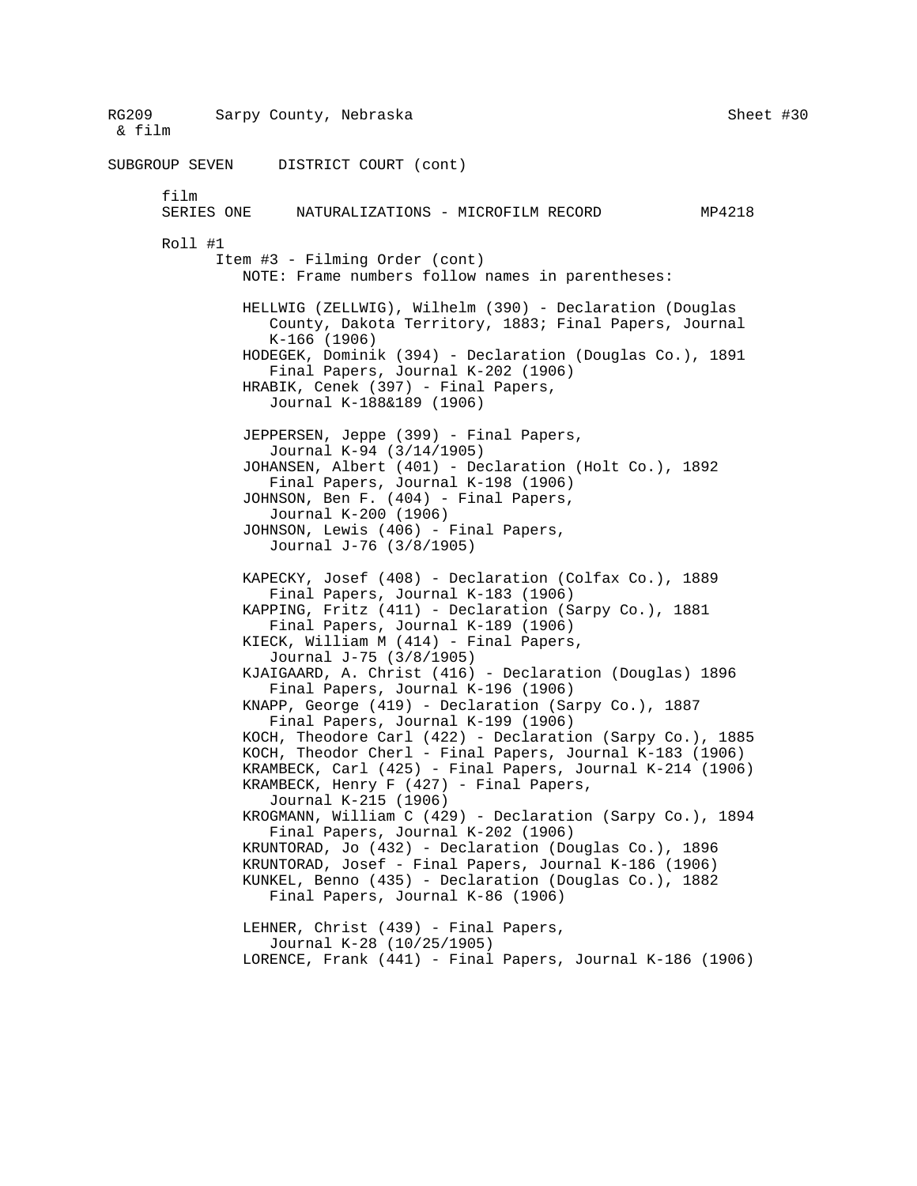RG209 & film    Sarpy County, Nebraska    Sheet #30

SUBGROUP SEVEN    DISTRICT COURT (cont)

film
SERIES ONE    NATURALIZATIONS - MICROFILM RECORD    MP4218

Roll #1

Item #3 - Filming Order (cont)

NOTE: Frame numbers follow names in parentheses:

HELLWIG (ZELLWIG), Wilhelm (390) - Declaration (Douglas County, Dakota Territory, 1883; Final Papers, Journal K-166 (1906)
HODEGEK, Dominik (394) - Declaration (Douglas Co.), 1891 Final Papers, Journal K-202 (1906)
HRABIK, Cenek (397) - Final Papers, Journal K-188&189 (1906)

JEPPERSEN, Jeppe (399) - Final Papers, Journal K-94 (3/14/1905)
JOHANSEN, Albert (401) - Declaration (Holt Co.), 1892 Final Papers, Journal K-198 (1906)
JOHNSON, Ben F. (404) - Final Papers, Journal K-200 (1906)
JOHNSON, Lewis (406) - Final Papers, Journal J-76 (3/8/1905)

KAPECKY, Josef (408) - Declaration (Colfax Co.), 1889 Final Papers, Journal K-183 (1906)
KAPPING, Fritz (411) - Declaration (Sarpy Co.), 1881 Final Papers, Journal K-189 (1906)
KIECK, William M (414) - Final Papers, Journal J-75 (3/8/1905)
KJAIGAARD, A. Christ (416) - Declaration (Douglas) 1896 Final Papers, Journal K-196 (1906)
KNAPP, George (419) - Declaration (Sarpy Co.), 1887 Final Papers, Journal K-199 (1906)
KOCH, Theodore Carl (422) - Declaration (Sarpy Co.), 1885
KOCH, Theodor Cherl - Final Papers, Journal K-183 (1906)
KRAMBECK, Carl (425) - Final Papers, Journal K-214 (1906)
KRAMBECK, Henry F (427) - Final Papers, Journal K-215 (1906)
KROGMANN, William C (429) - Declaration (Sarpy Co.), 1894 Final Papers, Journal K-202 (1906)
KRUNTORAD, Jo (432) - Declaration (Douglas Co.), 1896
KRUNTORAD, Josef - Final Papers, Journal K-186 (1906)
KUNKEL, Benno (435) - Declaration (Douglas Co.), 1882 Final Papers, Journal K-86 (1906)

LEHNER, Christ (439) - Final Papers, Journal K-28 (10/25/1905)
LORENCE, Frank (441) - Final Papers, Journal K-186 (1906)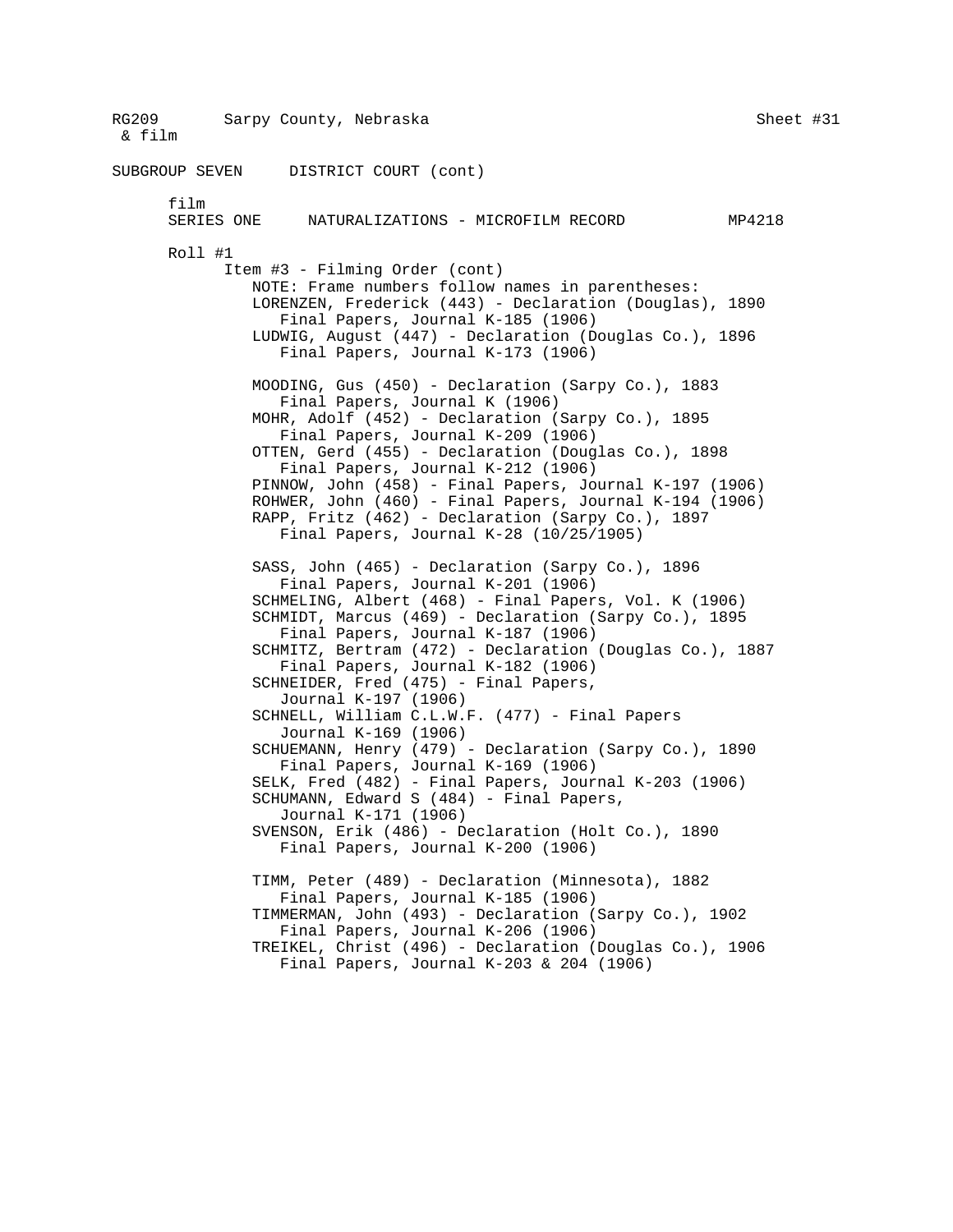RG209 & film Sarpy County, Nebraska Sheet #31

SUBGROUP SEVEN DISTRICT COURT (cont)

film
SERIES ONE NATURALIZATIONS - MICROFILM RECORD MP4218

Roll #1

Item #3 - Filming Order (cont)

NOTE: Frame numbers follow names in parentheses:

LORENZEN, Frederick (443) - Declaration (Douglas), 1890
Final Papers, Journal K-185 (1906)

LUDWIG, August (447) - Declaration (Douglas Co.), 1896
Final Papers, Journal K-173 (1906)

MOODING, Gus (450) - Declaration (Sarpy Co.), 1883
Final Papers, Journal K (1906)

MOHR, Adolf (452) - Declaration (Sarpy Co.), 1895
Final Papers, Journal K-209 (1906)

OTTEN, Gerd (455) - Declaration (Douglas Co.), 1898
Final Papers, Journal K-212 (1906)

PINNOW, John (458) - Final Papers, Journal K-197 (1906)

ROHWER, John (460) - Final Papers, Journal K-194 (1906)

RAPP, Fritz (462) - Declaration (Sarpy Co.), 1897
Final Papers, Journal K-28 (10/25/1905)

SASS, John (465) - Declaration (Sarpy Co.), 1896
Final Papers, Journal K-201 (1906)

SCHMELING, Albert (468) - Final Papers, Vol. K (1906)

SCHMIDT, Marcus (469) - Declaration (Sarpy Co.), 1895
Final Papers, Journal K-187 (1906)

SCHMITZ, Bertram (472) - Declaration (Douglas Co.), 1887
Final Papers, Journal K-182 (1906)

SCHNEIDER, Fred (475) - Final Papers,
Journal K-197 (1906)

SCHNELL, William C.L.W.F. (477) - Final Papers
Journal K-169 (1906)

SCHUEMANN, Henry (479) - Declaration (Sarpy Co.), 1890
Final Papers, Journal K-169 (1906)

SELK, Fred (482) - Final Papers, Journal K-203 (1906)

SCHUMANN, Edward S (484) - Final Papers,
Journal K-171 (1906)

SVENSON, Erik (486) - Declaration (Holt Co.), 1890
Final Papers, Journal K-200 (1906)

TIMM, Peter (489) - Declaration (Minnesota), 1882
Final Papers, Journal K-185 (1906)

TIMMERMAN, John (493) - Declaration (Sarpy Co.), 1902
Final Papers, Journal K-206 (1906)

TREIKEL, Christ (496) - Declaration (Douglas Co.), 1906
Final Papers, Journal K-203 & 204 (1906)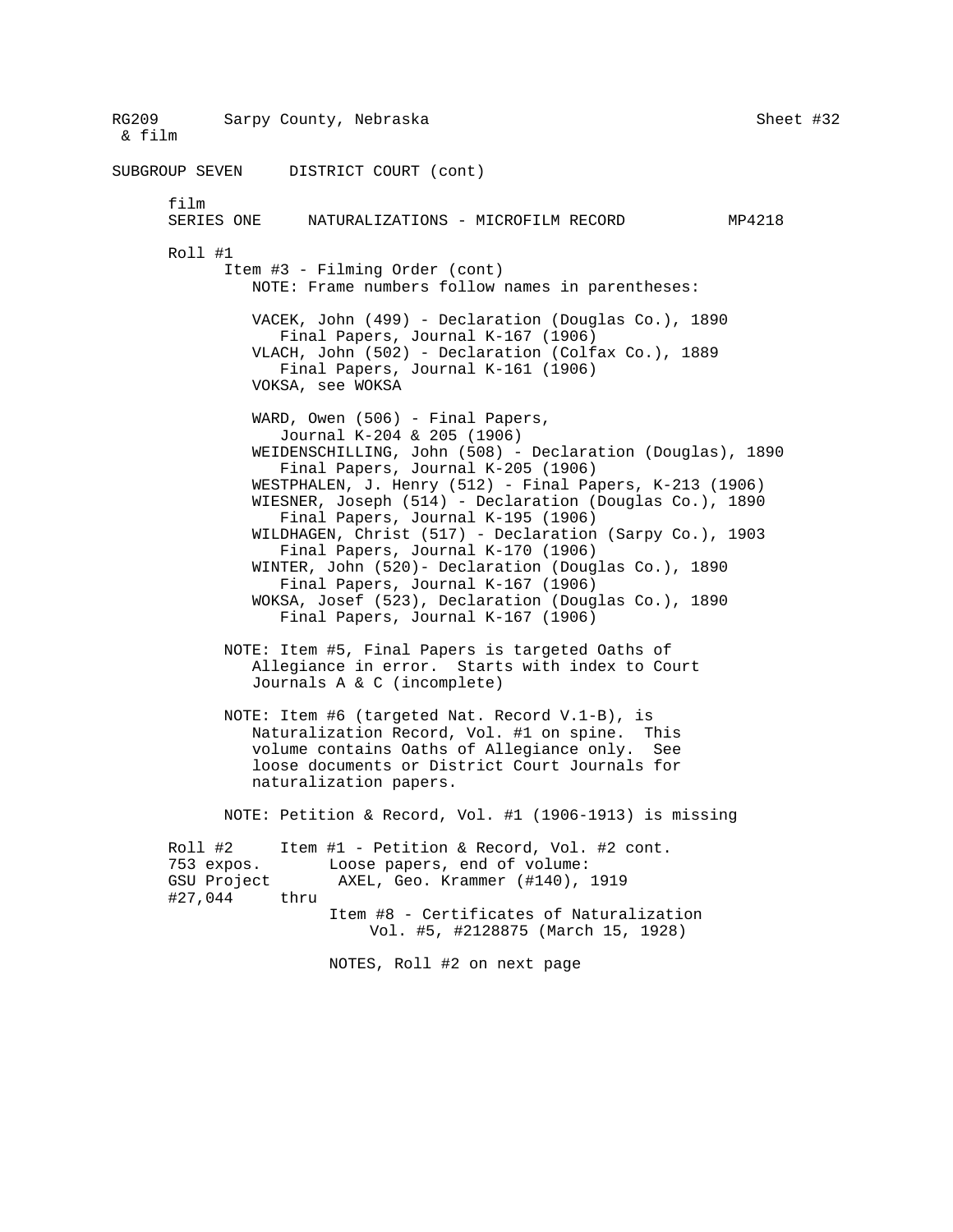RG209 & film    Sarpy County, Nebraska    Sheet #32

SUBGROUP SEVEN    DISTRICT COURT (cont)

film
SERIES ONE    NATURALIZATIONS - MICROFILM RECORD    MP4218

Roll #1

Item #3 - Filming Order (cont)
NOTE: Frame numbers follow names in parentheses:

VACEK, John (499) - Declaration (Douglas Co.), 1890
Final Papers, Journal K-167 (1906)
VLACH, John (502) - Declaration (Colfax Co.), 1889
Final Papers, Journal K-161 (1906)
VOKSA, see WOKSA

WARD, Owen (506) - Final Papers,
Journal K-204 & 205 (1906)
WEIDENSCHILLING, John (508) - Declaration (Douglas), 1890
Final Papers, Journal K-205 (1906)
WESTPHALEN, J. Henry (512) - Final Papers, K-213 (1906)
WIESNER, Joseph (514) - Declaration (Douglas Co.), 1890
Final Papers, Journal K-195 (1906)
WILDHAGEN, Christ (517) - Declaration (Sarpy Co.), 1903
Final Papers, Journal K-170 (1906)
WINTER, John (520)- Declaration (Douglas Co.), 1890
Final Papers, Journal K-167 (1906)
WOKSA, Josef (523), Declaration (Douglas Co.), 1890
Final Papers, Journal K-167 (1906)

NOTE: Item #5, Final Papers is targeted Oaths of Allegiance in error. Starts with index to Court Journals A & C (incomplete)

NOTE: Item #6 (targeted Nat. Record V.1-B), is Naturalization Record, Vol. #1 on spine. This volume contains Oaths of Allegiance only. See loose documents or District Court Journals for naturalization papers.

NOTE: Petition & Record, Vol. #1 (1906-1913) is missing

Roll #2
753 expos.
GSU Project #27,044

Item #1 - Petition & Record, Vol. #2 cont.
Loose papers, end of volume:
AXEL, Geo. Krammer (#140), 1919
thru
Item #8 - Certificates of Naturalization
Vol. #5, #2128875 (March 15, 1928)

NOTES, Roll #2 on next page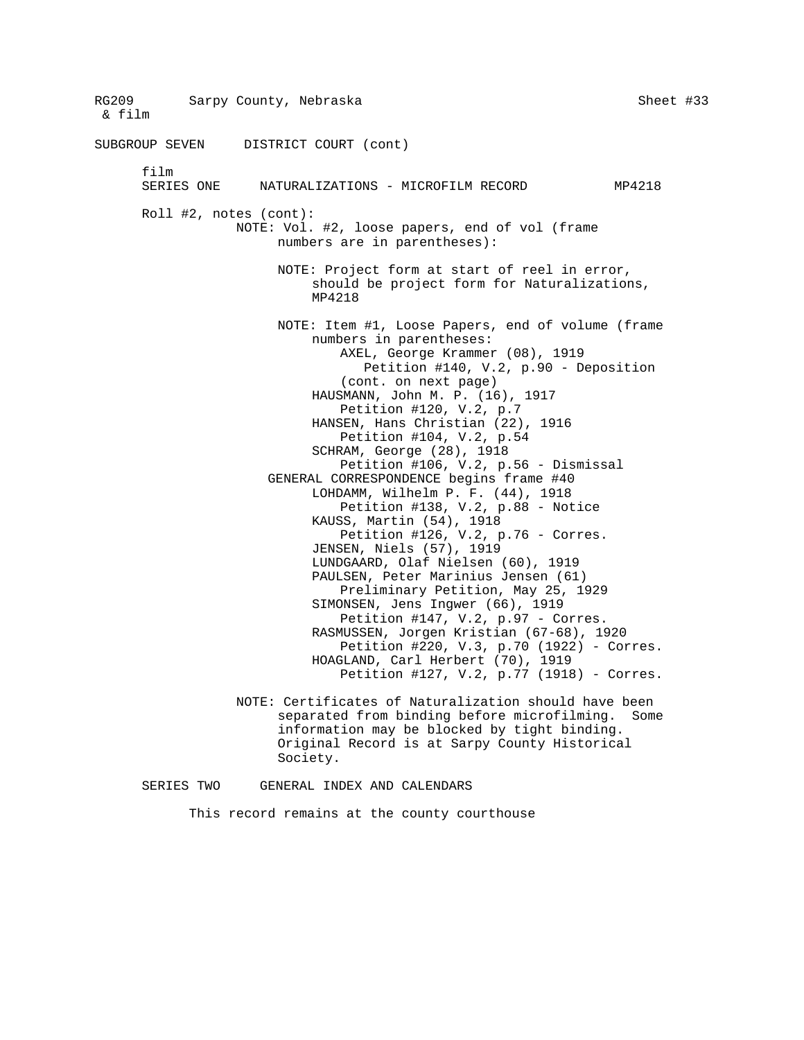RG209 & film    Sarpy County, Nebraska    Sheet #33

SUBGROUP SEVEN    DISTRICT COURT (cont)

film
SERIES ONE    NATURALIZATIONS - MICROFILM RECORD    MP4218

Roll #2, notes (cont):

NOTE: Vol. #2, loose papers, end of vol (frame numbers are in parentheses):

NOTE: Project form at start of reel in error, should be project form for Naturalizations, MP4218

NOTE: Item #1, Loose Papers, end of volume (frame numbers in parentheses:

- AXEL, George Krammer (08), 1919
  - Petition #140, V.2, p.90 - Deposition (cont. on next page)
- HAUSMANN, John M. P. (16), 1917
  - Petition #120, V.2, p.7
- HANSEN, Hans Christian (22), 1916
  - Petition #104, V.2, p.54
- SCHRAM, George (28), 1918
  - Petition #106, V.2, p.56 - Dismissal

GENERAL CORRESPONDENCE begins frame #40

- LOHDAMM, Wilhelm P. F. (44), 1918
  - Petition #138, V.2, p.88 - Notice
- KAUSS, Martin (54), 1918
  - Petition #126, V.2, p.76 - Corres.
- JENSEN, Niels (57), 1919
- LUNDGAARD, Olaf Nielsen (60), 1919
- PAULSEN, Peter Marinius Jensen (61)
  - Preliminary Petition, May 25, 1929
- SIMONSEN, Jens Ingwer (66), 1919
  - Petition #147, V.2, p.97 - Corres.
- RASMUSSEN, Jorgen Kristian (67-68), 1920
  - Petition #220, V.3, p.70 (1922) - Corres.
- HOAGLAND, Carl Herbert (70), 1919
  - Petition #127, V.2, p.77 (1918) - Corres.

NOTE: Certificates of Naturalization should have been separated from binding before microfilming. Some information may be blocked by tight binding. Original Record is at Sarpy County Historical Society.

SERIES TWO    GENERAL INDEX AND CALENDARS

This record remains at the county courthouse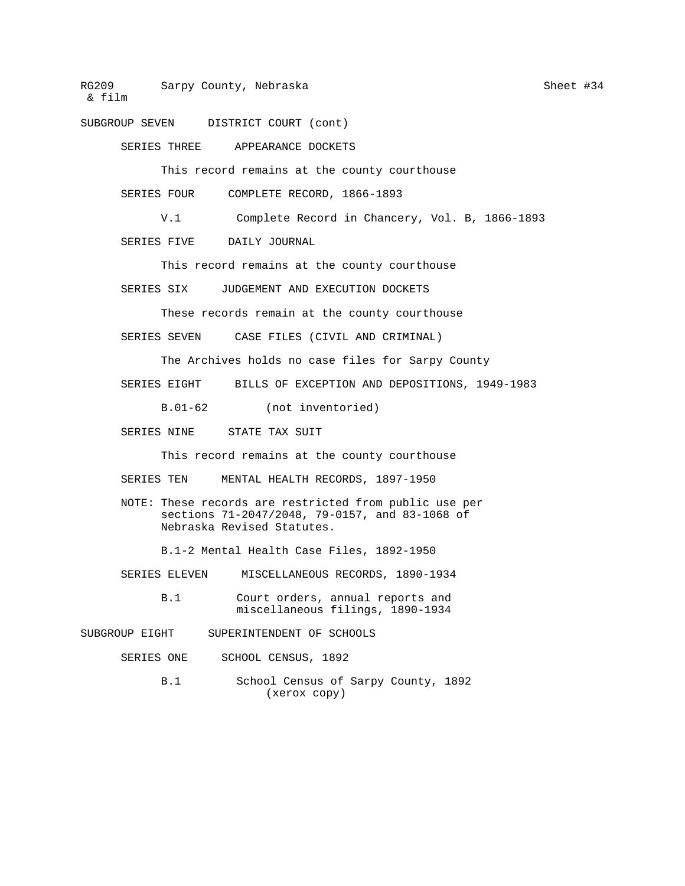SUBGROUP SEVEN DISTRICT COURT (cont)

SERIES THREE APPEARANCE DOCKETS

This record remains at the county courthouse

SERIES FOUR COMPLETE RECORD, 1866-1893

V.1 Complete Record in Chancery, Vol. B, 1866-1893

SERIES FIVE DAILY JOURNAL

This record remains at the county courthouse

SERIES SIX JUDGEMENT AND EXECUTION DOCKETS

These records remain at the county courthouse

SERIES SEVEN CASE FILES (CIVIL AND CRIMINAL)

The Archives holds no case files for Sarpy County

SERIES EIGHT BILLS OF EXCEPTION AND DEPOSITIONS, 1949-1983

B.01-62 (not inventoried)

SERIES NINE STATE TAX SUIT

This record remains at the county courthouse

SERIES TEN MENTAL HEALTH RECORDS, 1897-1950

NOTE: These records are restricted from public use per sections 71-2047/2048, 79-0157, and 83-1068 of Nebraska Revised Statutes.

B.1-2 Mental Health Case Files, 1892-1950

SERIES ELEVEN MISCELLANEOUS RECORDS, 1890-1934

B.1 Court orders, annual reports and miscellaneous filings, 1890-1934

SUBGROUP EIGHT SUPERINTENDENT OF SCHOOLS

SERIES ONE SCHOOL CENSUS, 1892

B.1 School Census of Sarpy County, 1892 (xerox copy)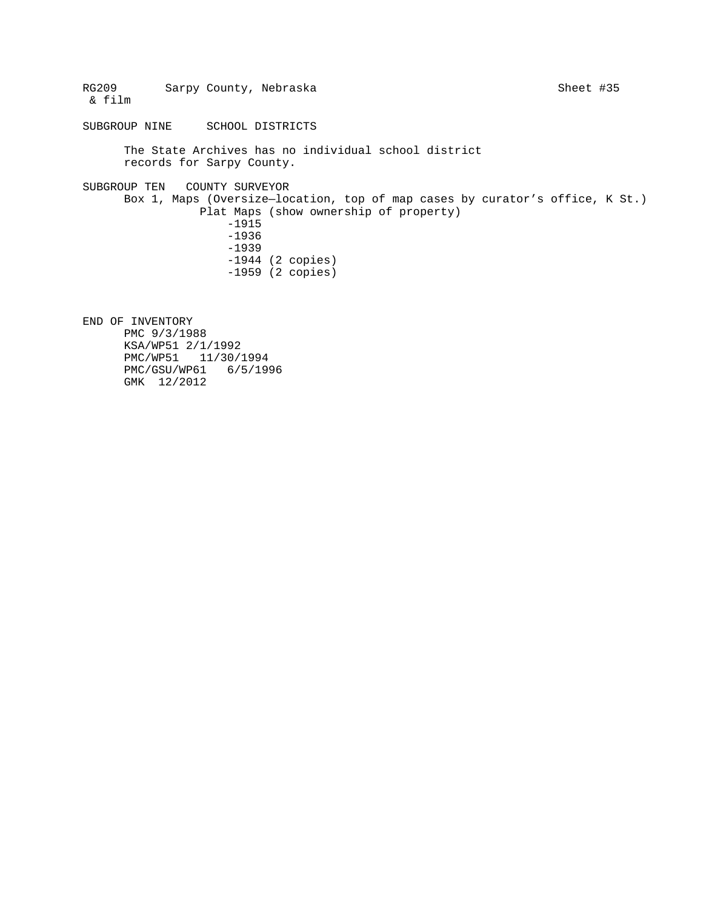RG209 Sarpy County, Nebraska Sheet #35
& film

SUBGROUP NINE SCHOOL DISTRICTS

The State Archives has no individual school district records for Sarpy County.

SUBGROUP TEN COUNTY SURVEYOR

Box 1, Maps (Oversize—location, top of map cases by curator’s office, K St.)

Plat Maps (show ownership of property)

- -1915
- -1936
- -1939
- -1944 (2 copies)
- -1959 (2 copies)

END OF INVENTORY

PMC 9/3/1988
KSA/WP51 2/1/1992
PMC/WP51 11/30/1994
PMC/GSU/WP61 6/5/1996
GMK 12/2012